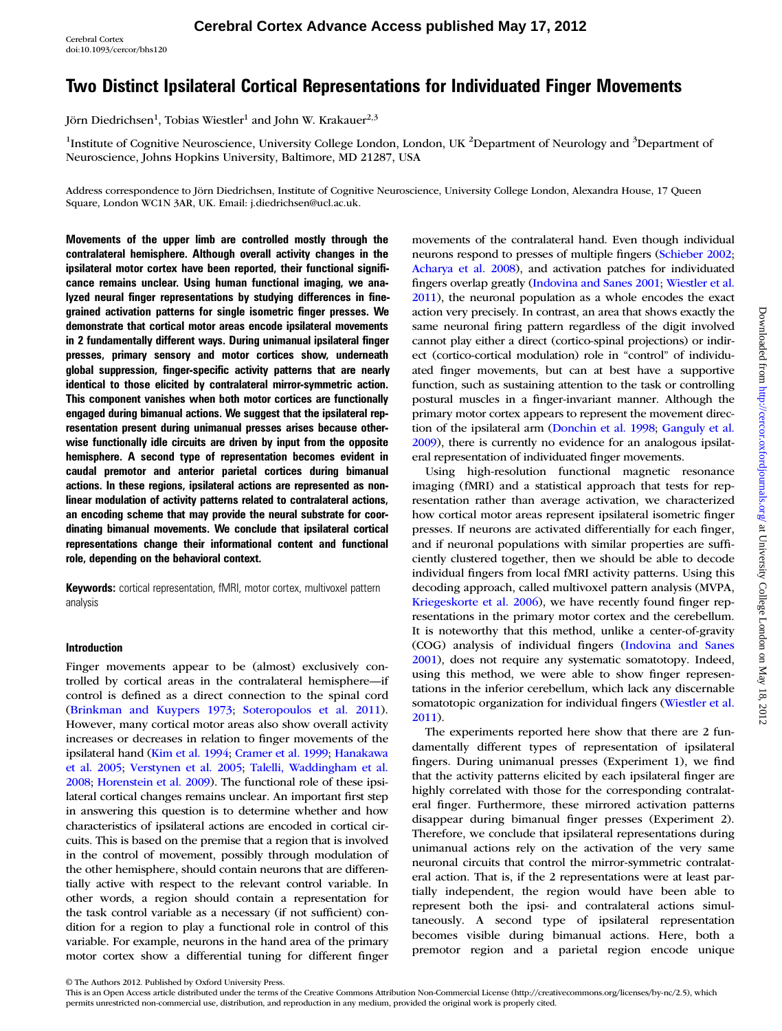# Two Distinct Ipsilateral Cortical Representations for Individuated Finger Movements

Jörn Diedrichsen[1], Tobias Wiestler[1] and John W. Krakauer[2,3]

[1]Institute of Cognitive Neuroscience, University College London, London, UK [2]Department of Neurology and [3]Department of Neuroscience, Johns Hopkins University, Baltimore, MD 21287, USA

Address correspondence to Jörn Diedrichsen, Institute of Cognitive Neuroscience, University College London, Alexandra House, 17 Queen Square, London WC1N 3AR, UK. Email: j.diedrichsen@ucl.ac.uk.

**Movements of the upper limb are controlled mostly through the contralateral hemisphere. Although overall activity changes in the ipsilateral motor cortex have been reported, their functional significance remains unclear. Using human functional imaging, we analyzed neural finger representations by studying differences in fine-grained activation patterns for single isometric finger presses. We demonstrate that cortical motor areas encode ipsilateral movements in 2 fundamentally different ways. During unimanual ipsilateral finger presses, primary sensory and motor cortices show, underneath global suppression, finger-specific activity patterns that are nearly identical to those elicited by contralateral mirror-symmetric action. This component vanishes when both motor cortices are functionally engaged during bimanual actions. We suggest that the ipsilateral representation present during unimanual presses arises because otherwise functionally idle circuits are driven by input from the opposite hemisphere. A second type of representation becomes evident in caudal premotor and anterior parietal cortices during bimanual actions. In these regions, ipsilateral actions are represented as nonlinear modulation of activity patterns related to contralateral actions, an encoding scheme that may provide the neural substrate for coordinating bimanual movements. We conclude that ipsilateral cortical representations change their informational content and functional role, depending on the behavioral context.**

**Keywords:** cortical representation, fMRI, motor cortex, multivoxel pattern analysis

## Introduction

Finger movements appear to be (almost) exclusively controlled by cortical areas in the contralateral hemisphere—if control is defined as a direct connection to the spinal cord (Brinkman and Kuypers 1973; Soteropoulos et al. 2011). However, many cortical motor areas also show overall activity increases or decreases in relation to finger movements of the ipsilateral hand (Kim et al. 1994; Cramer et al. 1999; Hanakawa et al. 2005; Verstynen et al. 2005; Talelli, Waddingham et al. 2008; Horenstein et al. 2009). The functional role of these ipsilateral cortical changes remains unclear. An important first step in answering this question is to determine whether and how characteristics of ipsilateral actions are encoded in cortical circuits. This is based on the premise that a region that is involved in the control of movement, possibly through modulation of the other hemisphere, should contain neurons that are differentially active with respect to the relevant control variable. In other words, a region should contain a representation for the task control variable as a necessary (if not sufficient) condition for a region to play a functional role in control of this variable. For example, neurons in the hand area of the primary motor cortex show a differential tuning for different finger movements of the contralateral hand. Even though individual neurons respond to presses of multiple fingers (Schieber 2002; Acharya et al. 2008), and activation patches for individuated fingers overlap greatly (Indovina and Sanes 2001; Wiestler et al. 2011), the neuronal population as a whole encodes the exact action very precisely. In contrast, an area that shows exactly the same neuronal firing pattern regardless of the digit involved cannot play either a direct (cortico-spinal projections) or indirect (cortico-cortical modulation) role in "control" of individuated finger movements, but can at best have a supportive function, such as sustaining attention to the task or controlling postural muscles in a finger-invariant manner. Although the primary motor cortex appears to represent the movement direction of the ipsilateral arm (Donchin et al. 1998; Ganguly et al. 2009), there is currently no evidence for an analogous ipsilateral representation of individuated finger movements.

Using high-resolution functional magnetic resonance imaging (fMRI) and a statistical approach that tests for representation rather than average activation, we characterized how cortical motor areas represent ipsilateral isometric finger presses. If neurons are activated differentially for each finger, and if neuronal populations with similar properties are sufficiently clustered together, then we should be able to decode individual fingers from local fMRI activity patterns. Using this decoding approach, called multivoxel pattern analysis (MVPA, Kriegeskorte et al. 2006), we have recently found finger representations in the primary motor cortex and the cerebellum. It is noteworthy that this method, unlike a center-of-gravity (COG) analysis of individual fingers (Indovina and Sanes 2001), does not require any systematic somatotopy. Indeed, using this method, we were able to show finger representations in the inferior cerebellum, which lack any discernable somatotopic organization for individual fingers (Wiestler et al. 2011).

The experiments reported here show that there are 2 fundamentally different types of representation of ipsilateral fingers. During unimanual presses (Experiment 1), we find that the activity patterns elicited by each ipsilateral finger are highly correlated with those for the corresponding contralateral finger. Furthermore, these mirrored activation patterns disappear during bimanual finger presses (Experiment 2). Therefore, we conclude that ipsilateral representations during unimanual actions rely on the activation of the very same neuronal circuits that control the mirror-symmetric contralateral action. That is, if the 2 representations were at least partially independent, the region would have been able to represent both the ipsi- and contralateral actions simultaneously. A second type of ipsilateral representation becomes visible during bimanual actions. Here, both a premotor region and a parietal region encode unique

© The Authors 2012. Published by Oxford University Press.
This is an Open Access article distributed under the terms of the Creative Commons Attribution Non-Commercial License (http://creativecommons.org/licenses/by-nc/2.5), which permits unrestricted non-commercial use, distribution, and reproduction in any medium, provided the original work is properly cited.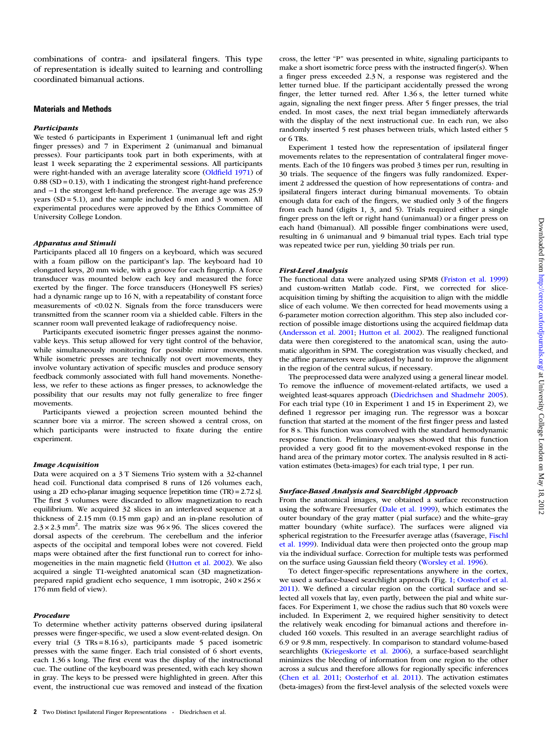combinations of contra- and ipsilateral fingers. This type of representation is ideally suited to learning and controlling coordinated bimanual actions.

## Materials and Methods

### *Participants*

We tested 6 participants in Experiment 1 (unimanual left and right finger presses) and 7 in Experiment 2 (unimanual and bimanual presses). Four participants took part in both experiments, with at least 1 week separating the 2 experimental sessions. All participants were right-handed with an average laterality score (Oldfield 1971) of 0.88 (SD = 0.13), with 1 indicating the strongest right-hand preference and −1 the strongest left-hand preference. The average age was 25.9 years (SD = 5.1), and the sample included 6 men and 3 women. All experimental procedures were approved by the Ethics Committee of University College London.

### *Apparatus and Stimuli*

Participants placed all 10 fingers on a keyboard, which was secured with a foam pillow on the participant's lap. The keyboard had 10 elongated keys, 20 mm wide, with a groove for each fingertip. A force transducer was mounted below each key and measured the force exerted by the finger. The force transducers (Honeywell FS series) had a dynamic range up to 16 N, with a repeatability of constant force measurements of <0.02 N. Signals from the force transducers were transmitted from the scanner room via a shielded cable. Filters in the scanner room wall prevented leakage of radiofrequency noise.

Participants executed isometric finger presses against the nonmovable keys. This setup allowed for very tight control of the behavior, while simultaneously monitoring for possible mirror movements. While isometric presses are technically not overt movements, they involve voluntary activation of specific muscles and produce sensory feedback commonly associated with full hand movements. Nonetheless, we refer to these actions as finger presses, to acknowledge the possibility that our results may not fully generalize to free finger movements.

Participants viewed a projection screen mounted behind the scanner bore via a mirror. The screen showed a central cross, on which participants were instructed to fixate during the entire experiment.

### *Image Acquisition*

Data were acquired on a 3 T Siemens Trio system with a 32-channel head coil. Functional data comprised 8 runs of 126 volumes each, using a 2D echo-planar imaging sequence [repetition time (TR) = 2.72 s]. The first 3 volumes were discarded to allow magnetization to reach equilibrium. We acquired 32 slices in an interleaved sequence at a thickness of 2.15 mm (0.15 mm gap) and an in-plane resolution of $2.3 \times 2.3$ mm$^2$. The matrix size was $96 \times 96$. The slices covered the dorsal aspects of the cerebrum. The cerebellum and the inferior aspects of the occipital and temporal lobes were not covered. Field maps were obtained after the first functional run to correct for inhomogeneities in the main magnetic field (Hutton et al. 2002). We also acquired a single T1-weighted anatomical scan (3D magnetization-prepared rapid gradient echo sequence, 1 mm isotropic, $240 \times 256 \times 176$ mm field of view).

### *Procedure*

To determine whether activity patterns observed during ipsilateral presses were finger-specific, we used a slow event-related design. On every trial (3 TRs = 8.16 s), participants made 5 paced isometric presses with the same finger. Each trial consisted of 6 short events, each 1.36 s long. The first event was the display of the instructional cue. The outline of the keyboard was presented, with each key shown in gray. The keys to be pressed were highlighted in green. After this event, the instructional cue was removed and instead of the fixation cross, the letter "P" was presented in white, signaling participants to make a short isometric force press with the instructed finger(s). When a finger press exceeded 2.3 N, a response was registered and the letter turned blue. If the participant accidentally pressed the wrong finger, the letter turned red. After 1.36 s, the letter turned white again, signaling the next finger press. After 5 finger presses, the trial ended. In most cases, the next trial began immediately afterwards with the display of the next instructional cue. In each run, we also randomly inserted 5 rest phases between trials, which lasted either 5 or 6 TRs.

Experiment 1 tested how the representation of ipsilateral finger movements relates to the representation of contralateral finger movements. Each of the 10 fingers was probed 3 times per run, resulting in 30 trials. The sequence of the fingers was fully randomized. Experiment 2 addressed the question of how representations of contra- and ipsilateral fingers interact during bimanual movements. To obtain enough data for each of the fingers, we studied only 3 of the fingers from each hand (digits 1, 3, and 5). Trials required either a single finger press on the left or right hand (unimanual) or a finger press on each hand (bimanual). All possible finger combinations were used, resulting in 6 unimanual and 9 bimanual trial types. Each trial type was repeated twice per run, yielding 30 trials per run.

### *First-Level Analysis*

The functional data were analyzed using SPM8 (Friston et al. 1999) and custom-written Matlab code. First, we corrected for slice-acquisition timing by shifting the acquisition to align with the middle slice of each volume. We then corrected for head movements using a 6-parameter motion correction algorithm. This step also included correction of possible image distortions using the acquired fieldmap data (Andersson et al. 2001; Hutton et al. 2002). The realigned functional data were then coregistered to the anatomical scan, using the automatic algorithm in SPM. The coregistration was visually checked, and the affine parameters were adjusted by hand to improve the alignment in the region of the central sulcus, if necessary.

The preprocessed data were analyzed using a general linear model. To remove the influence of movement-related artifacts, we used a weighted least-squares approach (Diedrichsen and Shadmehr 2005). For each trial type (10 in Experiment 1 and 15 in Experiment 2), we defined 1 regressor per imaging run. The regressor was a boxcar function that started at the moment of the first finger press and lasted for 8 s. This function was convolved with the standard hemodynamic response function. Preliminary analyses showed that this function provided a very good fit to the movement-evoked response in the hand area of the primary motor cortex. The analysis resulted in 8 activation estimates (beta-images) for each trial type, 1 per run.

### *Surface-Based Analysis and Searchlight Approach*

From the anatomical images, we obtained a surface reconstruction using the software Freesurfer (Dale et al. 1999), which estimates the outer boundary of the gray matter (pial surface) and the white–gray matter boundary (white surface). The surfaces were aligned via spherical registration to the Freesurfer average atlas (fsaverage, Fischl et al. 1999). Individual data were then projected onto the group map via the individual surface. Correction for multiple tests was performed on the surface using Gaussian field theory (Worsley et al. 1996).

To detect finger-specific representations anywhere in the cortex, we used a surface-based searchlight approach (Fig. 1; Oosterhof et al. 2011). We defined a circular region on the cortical surface and selected all voxels that lay, even partly, between the pial and white surfaces. For Experiment 1, we chose the radius such that 80 voxels were included. In Experiment 2, we required higher sensitivity to detect the relatively weak encoding for bimanual actions and therefore included 160 voxels. This resulted in an average searchlight radius of 6.9 or 9.8 mm, respectively. In comparison to standard volume-based searchlights (Kriegeskorte et al. 2006), a surface-based searchlight minimizes the bleeding of information from one region to the other across a sulcus and therefore allows for regionally specific inferences (Chen et al. 2011; Oosterhof et al. 2011). The activation estimates (beta-images) from the first-level analysis of the selected voxels were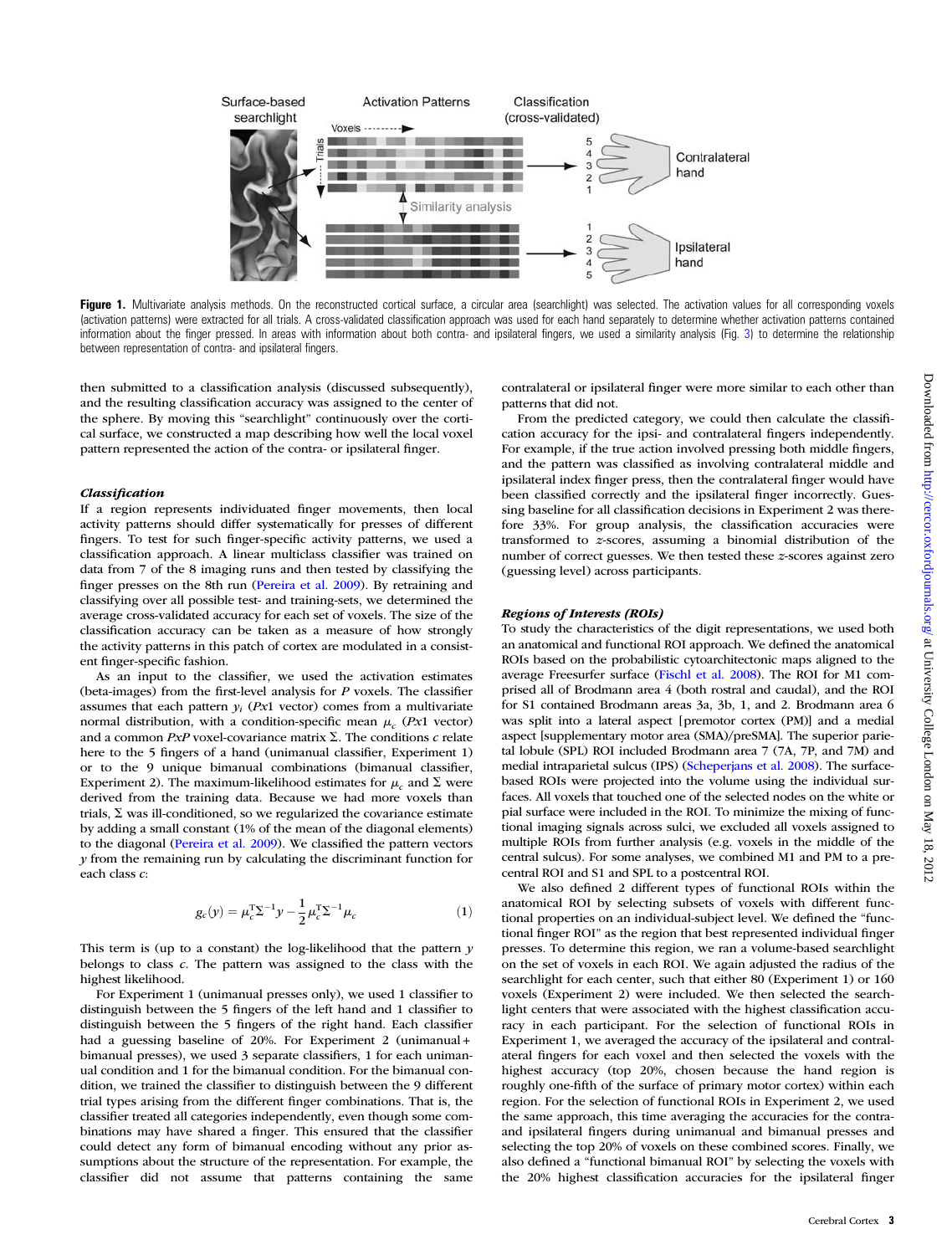**Figure 1.** Multivariate analysis methods. On the reconstructed cortical surface, a circular area (searchlight) was selected. The activation values for all corresponding voxels (activation patterns) were extracted for all trials. A cross-validated classification approach was used for each hand separately to determine whether activation patterns contained information about the finger pressed. In areas with information about both contra- and ipsilateral fingers, we used a similarity analysis (Fig. 3) to determine the relationship between representation of contra- and ipsilateral fingers.

then submitted to a classification analysis (discussed subsequently), and the resulting classification accuracy was assigned to the center of the sphere. By moving this "searchlight" continuously over the cortical surface, we constructed a map describing how well the local voxel pattern represented the action of the contra- or ipsilateral finger.

### *Classification*

If a region represents individuated finger movements, then local activity patterns should differ systematically for presses of different fingers. To test for such finger-specific activity patterns, we used a classification approach. A linear multiclass classifier was trained on data from 7 of the 8 imaging runs and then tested by classifying the finger presses on the 8th run (Pereira et al. 2009). By retraining and classifying over all possible test- and training-sets, we determined the average cross-validated accuracy for each set of voxels. The size of the classification accuracy can be taken as a measure of how strongly the activity patterns in this patch of cortex are modulated in a consistent finger-specific fashion.

As an input to the classifier, we used the activation estimates (beta-images) from the first-level analysis for $P$ voxels. The classifier assumes that each pattern $y_i$ ($P$x1 vector) comes from a multivariate normal distribution, with a condition-specific mean $\mu_c$ ($P$x1 vector) and a common $PxP$ voxel-covariance matrix $\Sigma$. The conditions $c$ relate here to the 5 fingers of a hand (unimanual classifier, Experiment 1) or to the 9 unique bimanual combinations (bimanual classifier, Experiment 2). The maximum-likelihood estimates for $\mu_c$ and $\Sigma$ were derived from the training data. Because we had more voxels than trials, $\Sigma$ was ill-conditioned, so we regularized the covariance estimate by adding a small constant (1% of the mean of the diagonal elements) to the diagonal (Pereira et al. 2009). We classified the pattern vectors $y$ from the remaining run by calculating the discriminant function for each class $c$:

$$g_c(y) = \mu_c^{\mathrm{T}} \Sigma^{-1} y - \frac{1}{2} \mu_c^{\mathrm{T}} \Sigma^{-1} \mu_c \tag{1}$$

This term is (up to a constant) the log-likelihood that the pattern $y$ belongs to class $c$. The pattern was assigned to the class with the highest likelihood.

For Experiment 1 (unimanual presses only), we used 1 classifier to distinguish between the 5 fingers of the left hand and 1 classifier to distinguish between the 5 fingers of the right hand. Each classifier had a guessing baseline of 20%. For Experiment 2 (unimanual + bimanual presses), we used 3 separate classifiers, 1 for each unimanual condition and 1 for the bimanual condition. For the bimanual condition, we trained the classifier to distinguish between the 9 different trial types arising from the different finger combinations. That is, the classifier treated all categories independently, even though some combinations may have shared a finger. This ensured that the classifier could detect any form of bimanual encoding without any prior assumptions about the structure of the representation. For example, the classifier did not assume that patterns containing the same contralateral or ipsilateral finger were more similar to each other than patterns that did not.

From the predicted category, we could then calculate the classification accuracy for the ipsi- and contralateral fingers independently. For example, if the true action involved pressing both middle fingers, and the pattern was classified as involving contralateral middle and ipsilateral index finger press, then the contralateral finger would have been classified correctly and the ipsilateral finger incorrectly. Guessing baseline for all classification decisions in Experiment 2 was therefore 33%. For group analysis, the classification accuracies were transformed to $z$-scores, assuming a binomial distribution of the number of correct guesses. We then tested these $z$-scores against zero (guessing level) across participants.

### *Regions of Interests (ROIs)*

To study the characteristics of the digit representations, we used both an anatomical and functional ROI approach. We defined the anatomical ROIs based on the probabilistic cytoarchitectonic maps aligned to the average Freesurfer surface (Fischl et al. 2008). The ROI for M1 comprised all of Brodmann area 4 (both rostral and caudal), and the ROI for S1 contained Brodmann areas 3a, 3b, 1, and 2. Brodmann area 6 was split into a lateral aspect [premotor cortex (PM)] and a medial aspect [supplementary motor area (SMA)/preSMA]. The superior parietal lobule (SPL) ROI included Brodmann area 7 (7A, 7P, and 7M) and medial intraparietal sulcus (IPS) (Scheperjans et al. 2008). The surface-based ROIs were projected into the volume using the individual surfaces. All voxels that touched one of the selected nodes on the white or pial surface were included in the ROI. To minimize the mixing of functional imaging signals across sulci, we excluded all voxels assigned to multiple ROIs from further analysis (e.g. voxels in the middle of the central sulcus). For some analyses, we combined M1 and PM to a precentral ROI and S1 and SPL to a postcentral ROI.

We also defined 2 different types of functional ROIs within the anatomical ROI by selecting subsets of voxels with different functional properties on an individual-subject level. We defined the "functional finger ROI" as the region that best represented individual finger presses. To determine this region, we ran a volume-based searchlight on the set of voxels in each ROI. We again adjusted the radius of the searchlight for each center, such that either 80 (Experiment 1) or 160 voxels (Experiment 2) were included. We then selected the searchlight centers that were associated with the highest classification accuracy in each participant. For the selection of functional ROIs in Experiment 1, we averaged the accuracy of the ipsilateral and contralateral fingers for each voxel and then selected the voxels with the highest accuracy (top 20%, chosen because the hand region is roughly one-fifth of the surface of primary motor cortex) within each region. For the selection of functional ROIs in Experiment 2, we used the same approach, this time averaging the accuracies for the contra- and ipsilateral fingers during unimanual and bimanual presses and selecting the top 20% of voxels on these combined scores. Finally, we also defined a "functional bimanual ROI" by selecting the voxels with the 20% highest classification accuracies for the ipsilateral finger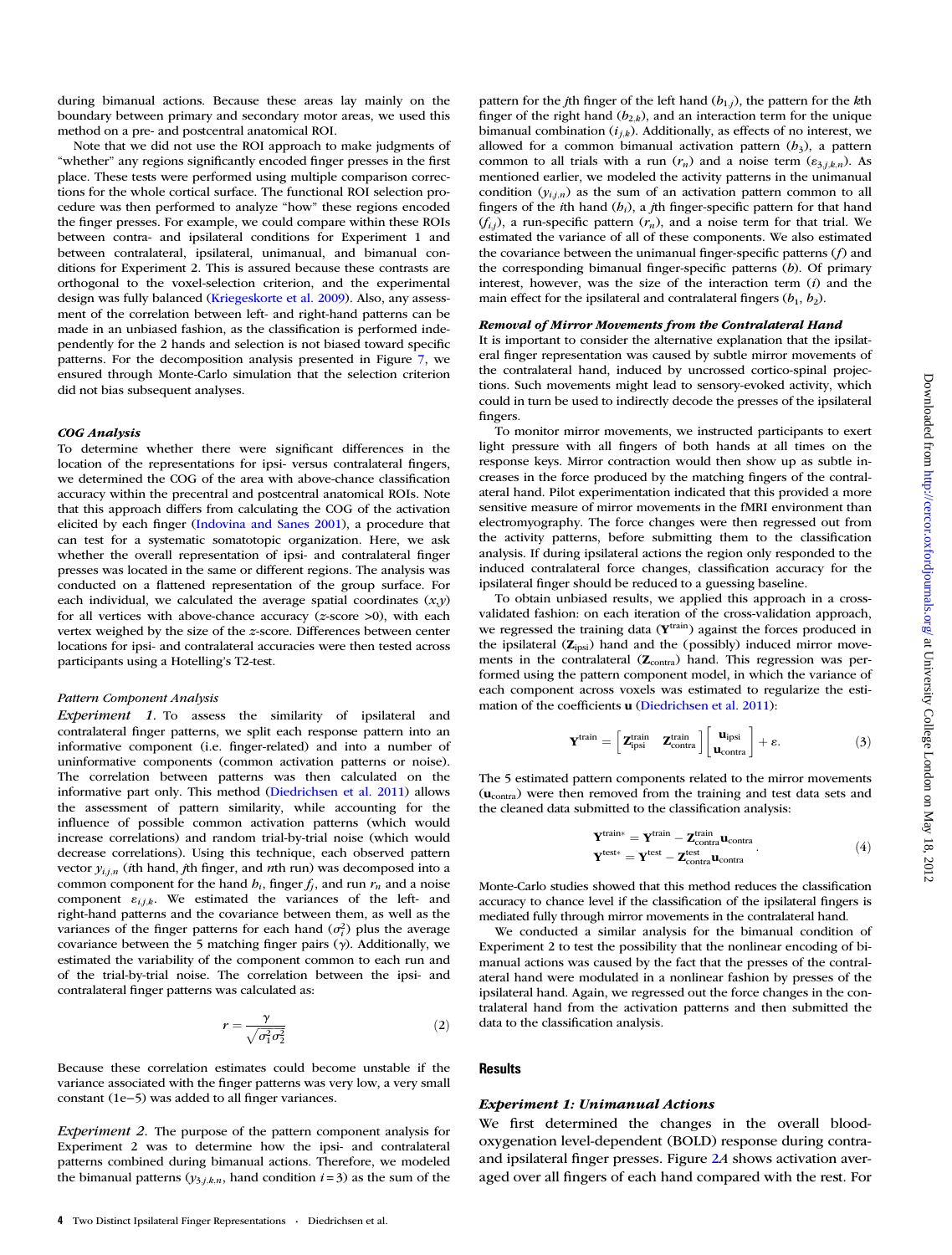during bimanual actions. Because these areas lay mainly on the boundary between primary and secondary motor areas, we used this method on a pre- and postcentral anatomical ROI.

Note that we did not use the ROI approach to make judgments of "whether" any regions significantly encoded finger presses in the first place. These tests were performed using multiple comparison corrections for the whole cortical surface. The functional ROI selection procedure was then performed to analyze "how" these regions encoded the finger presses. For example, we could compare within these ROIs between contra- and ipsilateral conditions for Experiment 1 and between contralateral, ipsilateral, unimanual, and bimanual conditions for Experiment 2. This is assured because these contrasts are orthogonal to the voxel-selection criterion, and the experimental design was fully balanced (Kriegeskorte et al. 2009). Also, any assessment of the correlation between left- and right-hand patterns can be made in an unbiased fashion, as the classification is performed independently for the 2 hands and selection is not biased toward specific patterns. For the decomposition analysis presented in Figure 7, we ensured through Monte-Carlo simulation that the selection criterion did not bias subsequent analyses.

### COG Analysis

To determine whether there were significant differences in the location of the representations for ipsi- versus contralateral fingers, we determined the COG of the area with above-chance classification accuracy within the precentral and postcentral anatomical ROIs. Note that this approach differs from calculating the COG of the activation elicited by each finger (Indovina and Sanes 2001), a procedure that can test for a systematic somatotopic organization. Here, we ask whether the overall representation of ipsi- and contralateral finger presses was located in the same or different regions. The analysis was conducted on a flattened representation of the group surface. For each individual, we calculated the average spatial coordinates $(x,y)$ for all vertices with above-chance accuracy ($z$-score >0), with each vertex weighed by the size of the $z$-score. Differences between center locations for ipsi- and contralateral accuracies were then tested across participants using a Hotelling's T2-test.

### Pattern Component Analysis

*Experiment 1.* To assess the similarity of ipsilateral and contralateral finger patterns, we split each response pattern into an informative component (i.e. finger-related) and into a number of uninformative components (common activation patterns or noise). The correlation between patterns was then calculated on the informative part only. This method (Diedrichsen et al. 2011) allows the assessment of pattern similarity, while accounting for the influence of possible common activation patterns (which would increase correlations) and random trial-by-trial noise (which would decrease correlations). Using this technique, each observed pattern vector $y_{i,j,n}$ ($i$th hand, $j$th finger, and $n$th run) was decomposed into a common component for the hand $h_i$, finger $f_j$, and run $r_n$ and a noise component $\varepsilon_{i,j,k}$. We estimated the variances of the left- and right-hand patterns and the covariance between them, as well as the variances of the finger patterns for each hand ($\sigma_i^2$) plus the average covariance between the 5 matching finger pairs ($\gamma$). Additionally, we estimated the variability of the component common to each run and of the trial-by-trial noise. The correlation between the ipsi- and contralateral finger patterns was calculated as:

$$r = \frac{\gamma}{\sqrt{\sigma_1^2 \sigma_2^2}} \tag{2}$$

Because these correlation estimates could become unstable if the variance associated with the finger patterns was very low, a very small constant (1e−5) was added to all finger variances.

*Experiment 2.* The purpose of the pattern component analysis for Experiment 2 was to determine how the ipsi- and contralateral patterns combined during bimanual actions. Therefore, we modeled the bimanual patterns ($y_{3,j,k,n}$, hand condition $i = 3$) as the sum of the pattern for the $j$th finger of the left hand ($b_{1,j}$), the pattern for the $k$th finger of the right hand ($b_{2,k}$), and an interaction term for the unique bimanual combination ($i_{j,k}$). Additionally, as effects of no interest, we allowed for a common bimanual activation pattern ($b_3$), a pattern common to all trials with a run ($r_n$) and a noise term ($\varepsilon_{3,j,k,n}$). As mentioned earlier, we modeled the activity patterns in the unimanual condition ($y_{i,j,n}$) as the sum of an activation pattern common to all fingers of the $i$th hand ($b_i$), a $j$th finger-specific pattern for that hand ($f_{i,j}$), a run-specific pattern ($r_n$), and a noise term for that trial. We estimated the variance of all of these components. We also estimated the covariance between the unimanual finger-specific patterns ($f$) and the corresponding bimanual finger-specific patterns ($b$). Of primary interest, however, was the size of the interaction term ($i$) and the main effect for the ipsilateral and contralateral fingers ($b_1$, $b_2$).

### Removal of Mirror Movements from the Contralateral Hand

It is important to consider the alternative explanation that the ipsilateral finger representation was caused by subtle mirror movements of the contralateral hand, induced by uncrossed cortico-spinal projections. Such movements might lead to sensory-evoked activity, which could in turn be used to indirectly decode the presses of the ipsilateral fingers.

To monitor mirror movements, we instructed participants to exert light pressure with all fingers of both hands at all times on the response keys. Mirror contraction would then show up as subtle increases in the force produced by the matching fingers of the contralateral hand. Pilot experimentation indicated that this provided a more sensitive measure of mirror movements in the fMRI environment than electromyography. The force changes were then regressed out from the activity patterns, before submitting them to the classification analysis. If during ipsilateral actions the region only responded to the induced contralateral force changes, classification accuracy for the ipsilateral finger should be reduced to a guessing baseline.

To obtain unbiased results, we applied this approach in a cross-validated fashion: on each iteration of the cross-validation approach, we regressed the training data ($\mathbf{Y}^{\text{train}}$) against the forces produced in the ipsilateral ($\mathbf{Z}_{\text{ipsi}}$) hand and the (possibly) induced mirror movements in the contralateral ($\mathbf{Z}_{\text{contra}}$) hand. This regression was performed using the pattern component model, in which the variance of each component across voxels was estimated to regularize the estimation of the coefficients $\mathbf{u}$ (Diedrichsen et al. 2011):

$$\mathbf{Y}^{\text{train}} = \begin{bmatrix} \mathbf{Z}_{\text{ipsi}}^{\text{train}} & \mathbf{Z}_{\text{contra}}^{\text{train}} \end{bmatrix} \begin{bmatrix} \mathbf{u}_{\text{ipsi}} \\ \mathbf{u}_{\text{contra}} \end{bmatrix} + \varepsilon. \tag{3}$$

The 5 estimated pattern components related to the mirror movements ($\mathbf{u}_{\text{contra}}$) were then removed from the training and test data sets and the cleaned data submitted to the classification analysis:

$$\begin{aligned} \mathbf{Y}^{\text{train}*} &= \mathbf{Y}^{\text{train}} - \mathbf{Z}_{\text{contra}}^{\text{train}} \mathbf{u}_{\text{contra}} \\ \mathbf{Y}^{\text{test}*} &= \mathbf{Y}^{\text{test}} - \mathbf{Z}_{\text{contra}}^{\text{test}} \mathbf{u}_{\text{contra}} \end{aligned} . \tag{4}$$

Monte-Carlo studies showed that this method reduces the classification accuracy to chance level if the classification of the ipsilateral fingers is mediated fully through mirror movements in the contralateral hand.

We conducted a similar analysis for the bimanual condition of Experiment 2 to test the possibility that the nonlinear encoding of bimanual actions was caused by the fact that the presses of the contralateral hand were modulated in a nonlinear fashion by presses of the ipsilateral hand. Again, we regressed out the force changes in the contralateral hand from the activation patterns and then submitted the data to the classification analysis.

## Results

### Experiment 1: Unimanual Actions

We first determined the changes in the overall blood-oxygenation level-dependent (BOLD) response during contra- and ipsilateral finger presses. Figure 2A shows activation averaged over all fingers of each hand compared with the rest. For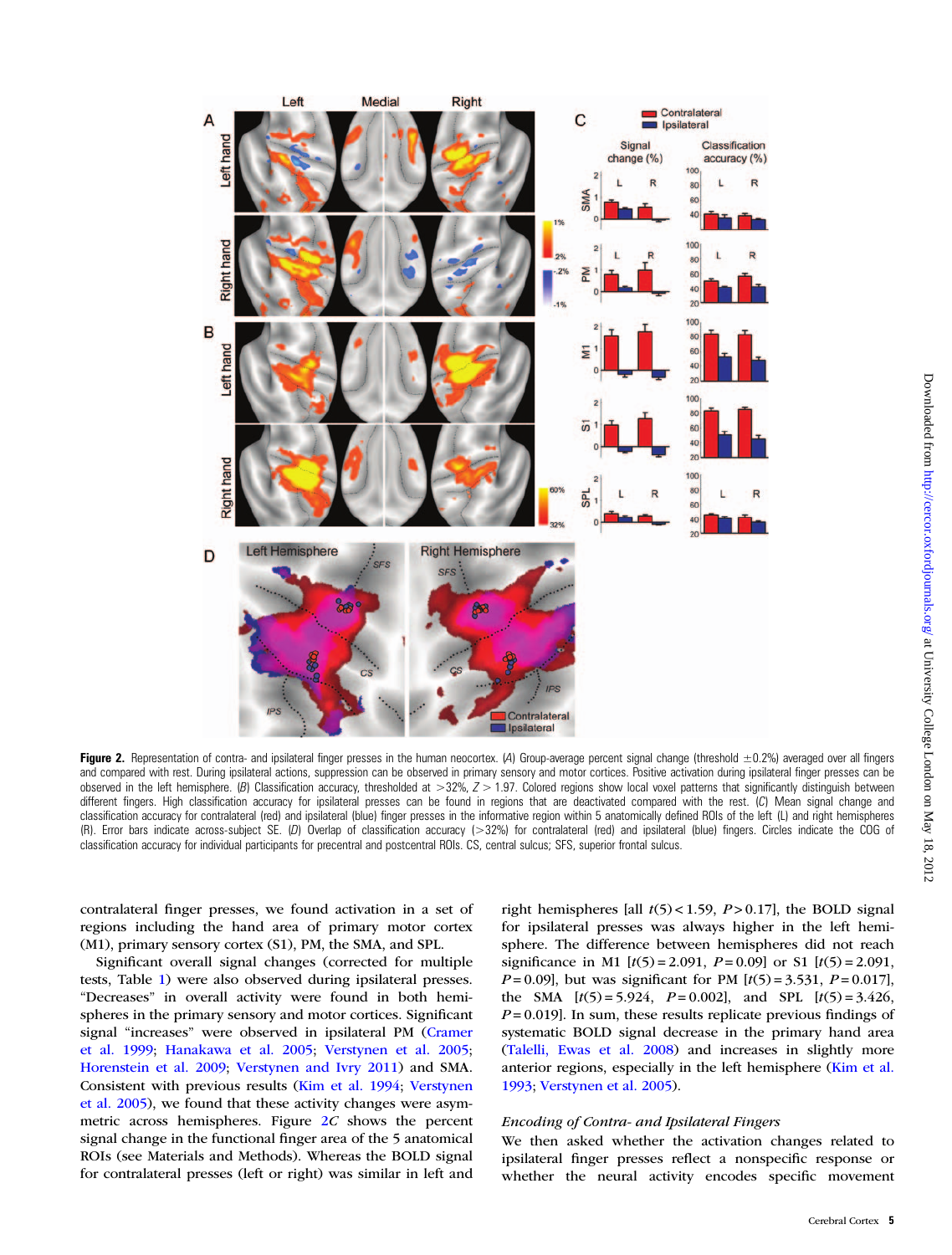**Figure 2.** Representation of contra- and ipsilateral finger presses in the human neocortex. (*A*) Group-average percent signal change (threshold ±0.2%) averaged over all fingers and compared with rest. During ipsilateral actions, suppression can be observed in primary sensory and motor cortices. Positive activation during ipsilateral finger presses can be observed in the left hemisphere. (*B*) Classification accuracy, thresholded at >32%, $Z > 1.97$. Colored regions show local voxel patterns that significantly distinguish between different fingers. High classification accuracy for ipsilateral presses can be found in regions that are deactivated compared with the rest. (*C*) Mean signal change and classification accuracy for contralateral (red) and ipsilateral (blue) finger presses in the informative region within 5 anatomically defined ROIs of the left (L) and right hemispheres (R). Error bars indicate across-subject SE. (*D*) Overlap of classification accuracy (>32%) for contralateral (red) and ipsilateral (blue) fingers. Circles indicate the COG of classification accuracy for individual participants for precentral and postcentral ROIs. CS, central sulcus; SFS, superior frontal sulcus.

contralateral finger presses, we found activation in a set of regions including the hand area of primary motor cortex (M1), primary sensory cortex (S1), PM, the SMA, and SPL.

Significant overall signal changes (corrected for multiple tests, Table 1) were also observed during ipsilateral presses. "Decreases" in overall activity were found in both hemispheres in the primary sensory and motor cortices. Significant signal "increases" were observed in ipsilateral PM (Cramer et al. 1999; Hanakawa et al. 2005; Verstynen et al. 2005; Horenstein et al. 2009; Verstynen and Ivry 2011) and SMA. Consistent with previous results (Kim et al. 1994; Verstynen et al. 2005), we found that these activity changes were asymmetric across hemispheres. Figure 2C shows the percent signal change in the functional finger area of the 5 anatomical ROIs (see Materials and Methods). Whereas the BOLD signal for contralateral presses (left or right) was similar in left and right hemispheres [all $t(5) < 1.59$, $P > 0.17$], the BOLD signal for ipsilateral presses was always higher in the left hemisphere. The difference between hemispheres did not reach significance in M1 [$t(5) = 2.091$, $P = 0.09$] or S1 [$t(5) = 2.091$, $P = 0.09$], but was significant for PM [$t(5) = 3.531$, $P = 0.017$], the SMA [$t(5) = 5.924$, $P = 0.002$], and SPL [$t(5) = 3.426$, $P = 0.019$]. In sum, these results replicate previous findings of systematic BOLD signal decrease in the primary hand area (Talelli, Ewas et al. 2008) and increases in slightly more anterior regions, especially in the left hemisphere (Kim et al. 1993; Verstynen et al. 2005).

### *Encoding of Contra- and Ipsilateral Fingers*

We then asked whether the activation changes related to ipsilateral finger presses reflect a nonspecific response or whether the neural activity encodes specific movement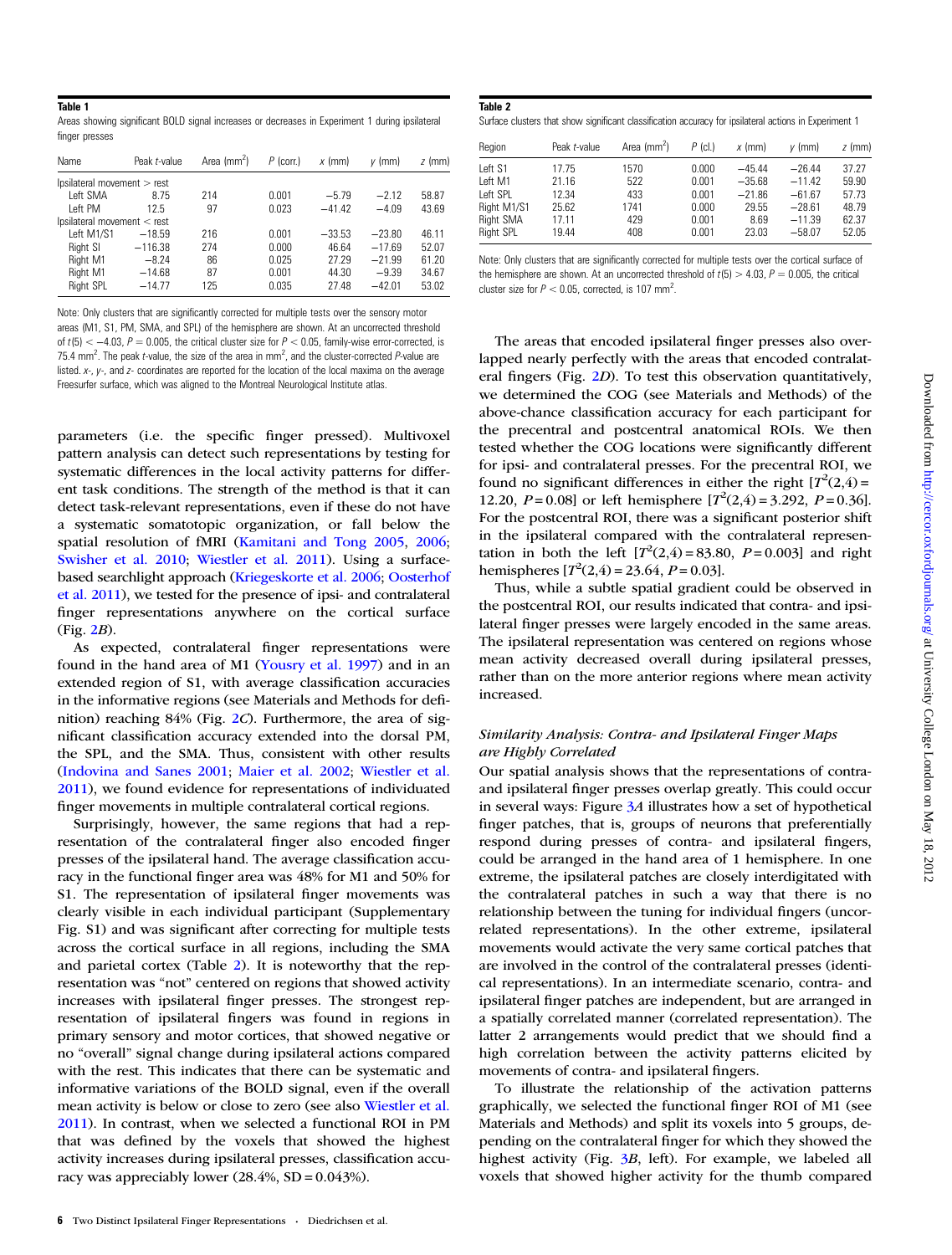**Table 1**

Areas showing significant BOLD signal increases or decreases in Experiment 1 during ipsilateral finger presses

| Name | Peak *t*-value | Area (mm$^2$) | *P* (corr.) | *x* (mm) | *y* (mm) | *z* (mm) |
|---|---|---|---|---|---|---|
| Ipsilateral movement > rest | | | | | | |
| Left SMA | 8.75 | 214 | 0.001 | −5.79 | −2.12 | 58.87 |
| Left PM | 12.5 | 97 | 0.023 | −41.42 | −4.09 | 43.69 |
| Ipsilateral movement < rest | | | | | | |
| Left M1/S1 | −18.59 | 216 | 0.001 | −33.53 | −23.80 | 46.11 |
| Right SI | −116.38 | 274 | 0.000 | 46.64 | −17.69 | 52.07 |
| Right M1 | −8.24 | 86 | 0.025 | 27.29 | −21.99 | 61.20 |
| Right M1 | −14.68 | 87 | 0.001 | 44.30 | −9.39 | 34.67 |
| Right SPL | −14.77 | 125 | 0.035 | 27.48 | −42.01 | 53.02 |

Note: Only clusters that are significantly corrected for multiple tests over the sensory motor areas (M1, S1, PM, SMA, and SPL) of the hemisphere are shown. At an uncorrected threshold of $t(5) < -4.03$, $P = 0.005$, the critical cluster size for $P < 0.05$, family-wise error-corrected, is 75.4 mm$^2$. The peak *t*-value, the size of the area in mm$^2$, and the cluster-corrected *P*-value are listed. *x*-, *y*-, and *z*- coordinates are reported for the location of the local maxima on the average Freesurfer surface, which was aligned to the Montreal Neurological Institute atlas.

parameters (i.e. the specific finger pressed). Multivoxel pattern analysis can detect such representations by testing for systematic differences in the local activity patterns for different task conditions. The strength of the method is that it can detect task-relevant representations, even if these do not have a systematic somatotopic organization, or fall below the spatial resolution of fMRI (Kamitani and Tong 2005, 2006; Swisher et al. 2010; Wiestler et al. 2011). Using a surface-based searchlight approach (Kriegeskorte et al. 2006; Oosterhof et al. 2011), we tested for the presence of ipsi- and contralateral finger representations anywhere on the cortical surface (Fig. 2*B*).

As expected, contralateral finger representations were found in the hand area of M1 (Yousry et al. 1997) and in an extended region of S1, with average classification accuracies in the informative regions (see Materials and Methods for definition) reaching 84% (Fig. 2*C*). Furthermore, the area of significant classification accuracy extended into the dorsal PM, the SPL, and the SMA. Thus, consistent with other results (Indovina and Sanes 2001; Maier et al. 2002; Wiestler et al. 2011), we found evidence for representations of individuated finger movements in multiple contralateral cortical regions.

Surprisingly, however, the same regions that had a representation of the contralateral finger also encoded finger presses of the ipsilateral hand. The average classification accuracy in the functional finger area was 48% for M1 and 50% for S1. The representation of ipsilateral finger movements was clearly visible in each individual participant (Supplementary Fig. S1) and was significant after correcting for multiple tests across the cortical surface in all regions, including the SMA and parietal cortex (Table 2). It is noteworthy that the representation was "not" centered on regions that showed activity increases with ipsilateral finger presses. The strongest representation of ipsilateral fingers was found in regions in primary sensory and motor cortices, that showed negative or no "overall" signal change during ipsilateral actions compared with the rest. This indicates that there can be systematic and informative variations of the BOLD signal, even if the overall mean activity is below or close to zero (see also Wiestler et al. 2011). In contrast, when we selected a functional ROI in PM that was defined by the voxels that showed the highest activity increases during ipsilateral presses, classification accuracy was appreciably lower (28.4%, SD = 0.043%).

**Table 2**

Surface clusters that show significant classification accuracy for ipsilateral actions in Experiment 1

| Region | Peak *t*-value | Area (mm$^2$) | *P* (cl.) | *x* (mm) | *y* (mm) | *z* (mm) |
|---|---|---|---|---|---|---|
| Left S1 | 17.75 | 1570 | 0.000 | −45.44 | −26.44 | 37.27 |
| Left M1 | 21.16 | 522 | 0.001 | −35.68 | −11.42 | 59.90 |
| Left SPL | 12.34 | 433 | 0.001 | −21.86 | −61.67 | 57.73 |
| Right M1/S1 | 25.62 | 1741 | 0.000 | 29.55 | −28.61 | 48.79 |
| Right SMA | 17.11 | 429 | 0.001 | 8.69 | −11.39 | 62.37 |
| Right SPL | 19.44 | 408 | 0.001 | 23.03 | −58.07 | 52.05 |

Note: Only clusters that are significantly corrected for multiple tests over the cortical surface of the hemisphere are shown. At an uncorrected threshold of $t(5) > 4.03$, $P = 0.005$, the critical cluster size for $P < 0.05$, corrected, is 107 mm$^2$.

The areas that encoded ipsilateral finger presses also overlapped nearly perfectly with the areas that encoded contralateral fingers (Fig. 2*D*). To test this observation quantitatively, we determined the COG (see Materials and Methods) of the above-chance classification accuracy for each participant for the precentral and postcentral anatomical ROIs. We then tested whether the COG locations were significantly different for ipsi- and contralateral presses. For the precentral ROI, we found no significant differences in either the right [$T^2(2,4) = 12.20$, $P = 0.08$] or left hemisphere [$T^2(2,4) = 3.292$, $P = 0.36$]. For the postcentral ROI, there was a significant posterior shift in the ipsilateral compared with the contralateral representation in both the left [$T^2(2,4) = 83.80$, $P = 0.003$] and right hemispheres [$T^2(2,4) = 23.64$, $P = 0.03$].

Thus, while a subtle spatial gradient could be observed in the postcentral ROI, our results indicated that contra- and ipsilateral finger presses were largely encoded in the same areas. The ipsilateral representation was centered on regions whose mean activity decreased overall during ipsilateral presses, rather than on the more anterior regions where mean activity increased.

### *Similarity Analysis: Contra- and Ipsilateral Finger Maps are Highly Correlated*

Our spatial analysis shows that the representations of contra- and ipsilateral finger presses overlap greatly. This could occur in several ways: Figure 3*A* illustrates how a set of hypothetical finger patches, that is, groups of neurons that preferentially respond during presses of contra- and ipsilateral fingers, could be arranged in the hand area of 1 hemisphere. In one extreme, the ipsilateral patches are closely interdigitated with the contralateral patches in such a way that there is no relationship between the tuning for individual fingers (uncorrelated representations). In the other extreme, ipsilateral movements would activate the very same cortical patches that are involved in the control of the contralateral presses (identical representations). In an intermediate scenario, contra- and ipsilateral finger patches are independent, but are arranged in a spatially correlated manner (correlated representation). The latter 2 arrangements would predict that we should find a high correlation between the activity patterns elicited by movements of contra- and ipsilateral fingers.

To illustrate the relationship of the activation patterns graphically, we selected the functional finger ROI of M1 (see Materials and Methods) and split its voxels into 5 groups, depending on the contralateral finger for which they showed the highest activity (Fig. 3*B*, left). For example, we labeled all voxels that showed higher activity for the thumb compared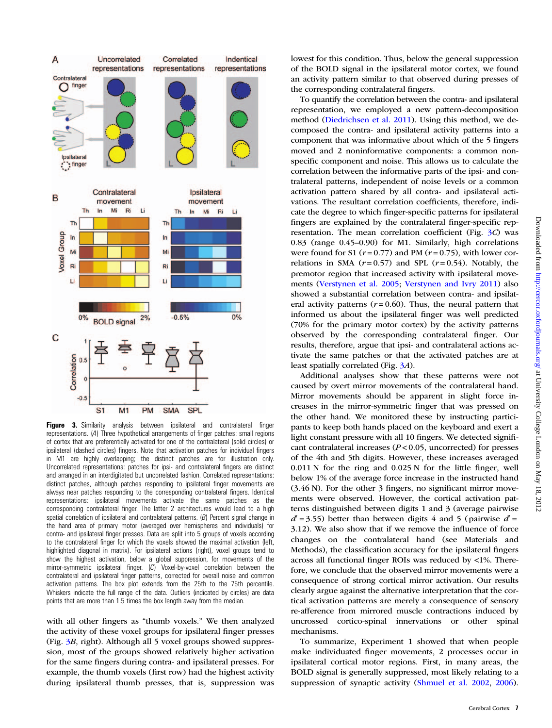Figure 3. Similarity analysis between ipsilateral and contralateral finger representations. (A) Three hypothetical arrangements of finger patches: small regions of cortex that are preferentially activated for one of the contralateral (solid circles) or ipsilateral (dashed circles) fingers. Note that activation patches for individual fingers in M1 are highly overlapping; the distinct patches are for illustration only. Uncorrelated representations: patches for ipsi- and contralateral fingers are distinct and arranged in an interdigitated but uncorrelated fashion. Correlated representations: distinct patches, although patches responding to ipsilateral finger movements are always near patches responding to the corresponding contralateral fingers. Identical representations: ipsilateral movements activate the same patches as the corresponding contralateral finger. The latter 2 architectures would lead to a high spatial correlation of ipsilateral and contralateral patterns. (B) Percent signal change in the hand area of primary motor (averaged over hemispheres and individuals) for contra- and ipsilateral finger presses. Data are split into 5 groups of voxels according to the contralateral finger for which the voxels showed the maximal activation (left, highlighted diagonal in matrix). For ipsilateral actions (right), voxel groups tend to show the highest activation, below a global suppression, for movements of the mirror-symmetric ipsilateral finger. (C) Voxel-by-voxel correlation between the contralateral and ipsilateral finger patterns, corrected for overall noise and common activation patterns. The box plot extends from the 25th to the 75th percentile. Whiskers indicate the full range of the data. Outliers (indicated by circles) are data points that are more than 1.5 times the box length away from the median.

with all other fingers as "thumb voxels." We then analyzed the activity of these voxel groups for ipsilateral finger presses (Fig. 3B, right). Although all 5 voxel groups showed suppression, most of the groups showed relatively higher activation for the same fingers during contra- and ipsilateral presses. For example, the thumb voxels (first row) had the highest activity during ipsilateral thumb presses, that is, suppression was lowest for this condition. Thus, below the general suppression of the BOLD signal in the ipsilateral motor cortex, we found an activity pattern similar to that observed during presses of the corresponding contralateral fingers.

To quantify the correlation between the contra- and ipsilateral representation, we employed a new pattern-decomposition method (Diedrichsen et al. 2011). Using this method, we decomposed the contra- and ipsilateral activity patterns into a component that was informative about which of the 5 fingers moved and 2 noninformative components: a common nonspecific component and noise. This allows us to calculate the correlation between the informative parts of the ipsi- and contralateral patterns, independent of noise levels or a common activation pattern shared by all contra- and ipsilateral activations. The resultant correlation coefficients, therefore, indicate the degree to which finger-specific patterns for ipsilateral fingers are explained by the contralateral finger-specific representation. The mean correlation coefficient (Fig. 3C) was 0.83 (range 0.45–0.90) for M1. Similarly, high correlations were found for S1 ($r = 0.77$) and PM ($r = 0.75$), with lower correlations in SMA ($r = 0.57$) and SPL ($r = 0.54$). Notably, the premotor region that increased activity with ipsilateral movements (Verstynen et al. 2005; Verstynen and Ivry 2011) also showed a substantial correlation between contra- and ipsilateral activity patterns ($r = 0.60$). Thus, the neural pattern that informed us about the ipsilateral finger was well predicted (70% for the primary motor cortex) by the activity patterns observed by the corresponding contralateral finger. Our results, therefore, argue that ipsi- and contralateral actions activate the same patches or that the activated patches are at least spatially correlated (Fig. 3A).

Additional analyses show that these patterns were not caused by overt mirror movements of the contralateral hand. Mirror movements should be apparent in slight force increases in the mirror-symmetric finger that was pressed on the other hand. We monitored these by instructing participants to keep both hands placed on the keyboard and exert a light constant pressure with all 10 fingers. We detected significant contralateral increases ($P < 0.05$, uncorrected) for presses of the 4th and 5th digits. However, these increases averaged 0.011 N for the ring and 0.025 N for the little finger, well below 1% of the average force increase in the instructed hand (3.46 N). For the other 3 fingers, no significant mirror movements were observed. However, the cortical activation patterns distinguished between digits 1 and 3 (average pairwise $d' = 3.55$) better than between digits 4 and 5 (pairwise $d' = 3.12$). We also show that if we remove the influence of force changes on the contralateral hand (see Materials and Methods), the classification accuracy for the ipsilateral fingers across all functional finger ROIs was reduced by <1%. Therefore, we conclude that the observed mirror movements were a consequence of strong cortical mirror activation. Our results clearly argue against the alternative interpretation that the cortical activation patterns are merely a consequence of sensory re-afference from mirrored muscle contractions induced by uncrossed cortico-spinal innervations or other spinal mechanisms.

To summarize, Experiment 1 showed that when people make individuated finger movements, 2 processes occur in ipsilateral cortical motor regions. First, in many areas, the BOLD signal is generally suppressed, most likely relating to a suppression of synaptic activity (Shmuel et al. 2002, 2006).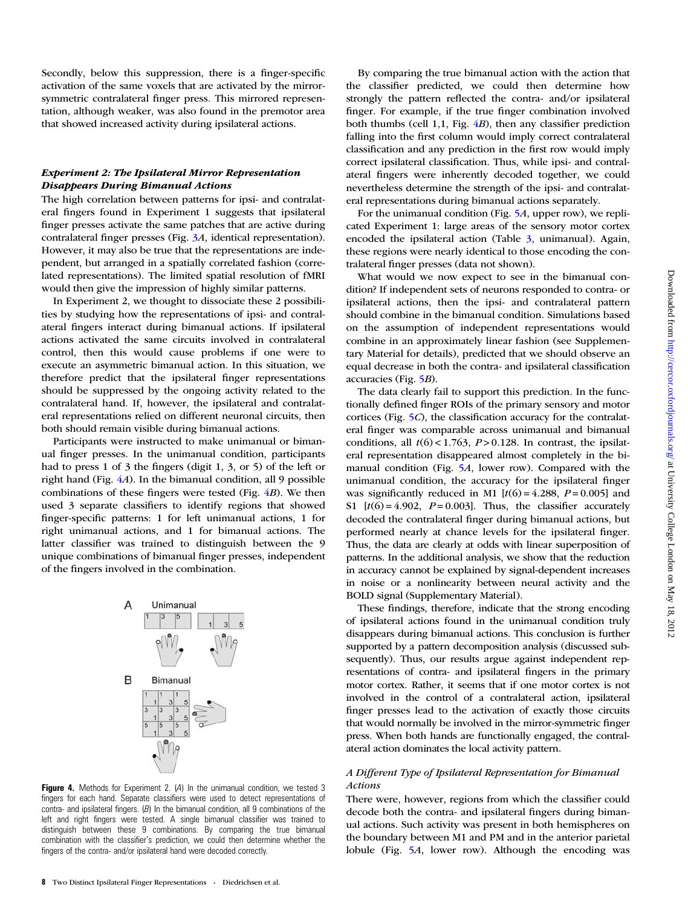Secondly, below this suppression, there is a finger-specific activation of the same voxels that are activated by the mirror-symmetric contralateral finger press. This mirrored representation, although weaker, was also found in the premotor area that showed increased activity during ipsilateral actions.

### *Experiment 2: The Ipsilateral Mirror Representation Disappears During Bimanual Actions*

The high correlation between patterns for ipsi- and contralateral fingers found in Experiment 1 suggests that ipsilateral finger presses activate the same patches that are active during contralateral finger presses (Fig. 3*A*, identical representation). However, it may also be true that the representations are independent, but arranged in a spatially correlated fashion (correlated representations). The limited spatial resolution of fMRI would then give the impression of highly similar patterns.

In Experiment 2, we thought to dissociate these 2 possibilities by studying how the representations of ipsi- and contralateral fingers interact during bimanual actions. If ipsilateral actions activated the same circuits involved in contralateral control, then this would cause problems if one were to execute an asymmetric bimanual action. In this situation, we therefore predict that the ipsilateral finger representations should be suppressed by the ongoing activity related to the contralateral hand. If, however, the ipsilateral and contralateral representations relied on different neuronal circuits, then both should remain visible during bimanual actions.

Participants were instructed to make unimanual or bimanual finger presses. In the unimanual condition, participants had to press 1 of 3 the fingers (digit 1, 3, or 5) of the left or right hand (Fig. 4*A*). In the bimanual condition, all 9 possible combinations of these fingers were tested (Fig. 4*B*). We then used 3 separate classifiers to identify regions that showed finger-specific patterns: 1 for left unimanual actions, 1 for right unimanual actions, and 1 for bimanual actions. The latter classifier was trained to distinguish between the 9 unique combinations of bimanual finger presses, independent of the fingers involved in the combination.

**Figure 4.** Methods for Experiment 2. (*A*) In the unimanual condition, we tested 3 fingers for each hand. Separate classifiers were used to detect representations of contra- and ipsilateral fingers. (*B*) In the bimanual condition, all 9 combinations of the left and right fingers were tested. A single bimanual classifier was trained to distinguish between these 9 combinations. By comparing the true bimanual combination with the classifier's prediction, we could then determine whether the fingers of the contra- and/or ipsilateral hand were decoded correctly.

By comparing the true bimanual action with the action that the classifier predicted, we could then determine how strongly the pattern reflected the contra- and/or ipsilateral finger. For example, if the true finger combination involved both thumbs (cell 1,1, Fig. 4*B*), then any classifier prediction falling into the first column would imply correct contralateral classification and any prediction in the first row would imply correct ipsilateral classification. Thus, while ipsi- and contralateral fingers were inherently decoded together, we could nevertheless determine the strength of the ipsi- and contralateral representations during bimanual actions separately.

For the unimanual condition (Fig. 5*A*, upper row), we replicated Experiment 1: large areas of the sensory motor cortex encoded the ipsilateral action (Table 3, unimanual). Again, these regions were nearly identical to those encoding the contralateral finger presses (data not shown).

What would we now expect to see in the bimanual condition? If independent sets of neurons responded to contra- or ipsilateral actions, then the ipsi- and contralateral pattern should combine in the bimanual condition. Simulations based on the assumption of independent representations would combine in an approximately linear fashion (see Supplementary Material for details), predicted that we should observe an equal decrease in both the contra- and ipsilateral classification accuracies (Fig. 5*B*).

The data clearly fail to support this prediction. In the functionally defined finger ROIs of the primary sensory and motor cortices (Fig. 5*C*), the classification accuracy for the contralateral finger was comparable across unimanual and bimanual conditions, all $t(6) < 1.763$, $P > 0.128$. In contrast, the ipsilateral representation disappeared almost completely in the bimanual condition (Fig. 5*A*, lower row). Compared with the unimanual condition, the accuracy for the ipsilateral finger was significantly reduced in M1 [$t(6) = 4.288$, $P = 0.005$] and S1 [$t(6) = 4.902$, $P = 0.003$]. Thus, the classifier accurately decoded the contralateral finger during bimanual actions, but performed nearly at chance levels for the ipsilateral finger. Thus, the data are clearly at odds with linear superposition of patterns. In the additional analysis, we show that the reduction in accuracy cannot be explained by signal-dependent increases in noise or a nonlinearity between neural activity and the BOLD signal (Supplementary Material).

These findings, therefore, indicate that the strong encoding of ipsilateral actions found in the unimanual condition truly disappears during bimanual actions. This conclusion is further supported by a pattern decomposition analysis (discussed subsequently). Thus, our results argue against independent representations of contra- and ipsilateral fingers in the primary motor cortex. Rather, it seems that if one motor cortex is not involved in the control of a contralateral action, ipsilateral finger presses lead to the activation of exactly those circuits that would normally be involved in the mirror-symmetric finger press. When both hands are functionally engaged, the contralateral action dominates the local activity pattern.

### *A Different Type of Ipsilateral Representation for Bimanual Actions*

There were, however, regions from which the classifier could decode both the contra- and ipsilateral fingers during bimanual actions. Such activity was present in both hemispheres on the boundary between M1 and PM and in the anterior parietal lobule (Fig. 5*A*, lower row). Although the encoding was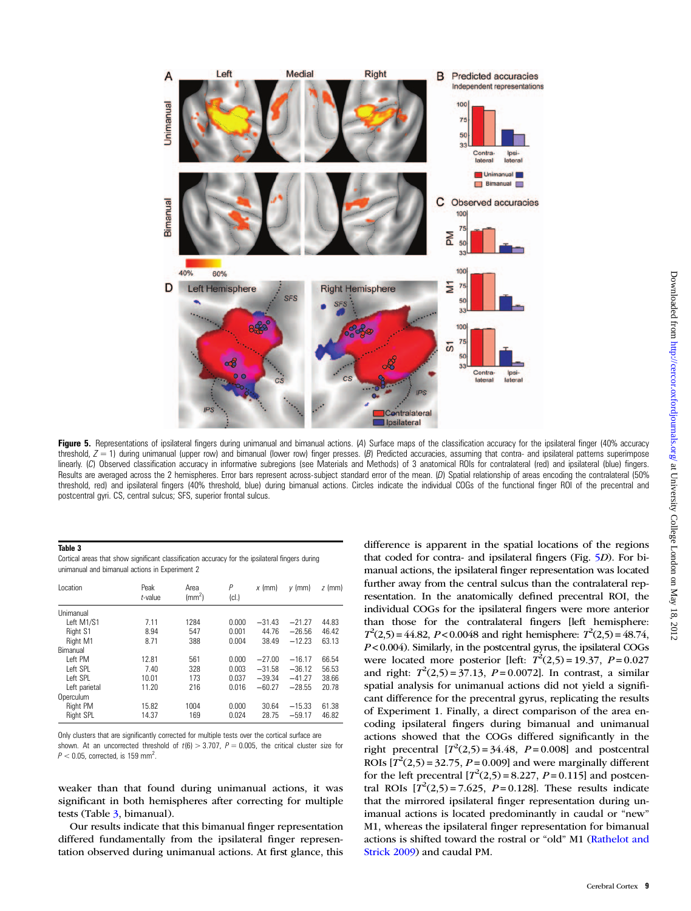**Figure 5.** Representations of ipsilateral fingers during unimanual and bimanual actions. (*A*) Surface maps of the classification accuracy for the ipsilateral finger (40% accuracy threshold, $Z = 1$) during unimanual (upper row) and bimanual (lower row) finger presses. (*B*) Predicted accuracies, assuming that contra- and ipsilateral patterns superimpose linearly. (*C*) Observed classification accuracy in informative subregions (see Materials and Methods) of 3 anatomical ROIs for contralateral (red) and ipsilateral (blue) fingers. Results are averaged across the 2 hemispheres. Error bars represent across-subject standard error of the mean. (*D*) Spatial relationship of areas encoding the contralateral (50% threshold, red) and ipsilateral fingers (40% threshold, blue) during bimanual actions. Circles indicate the individual COGs of the functional finger ROI of the precentral and postcentral gyri. CS, central sulcus; SFS, superior frontal sulcus.

**Table 3**

Cortical areas that show significant classification accuracy for the ipsilateral fingers during unimanual and bimanual actions in Experiment 2

| Location | Peak *t*-value | Area (mm$^2$) | *P* (cl.) | *x* (mm) | *y* (mm) | *z* (mm) |
|---|---|---|---|---|---|---|
| Unimanual | | | | | | |
| Left M1/S1 | 7.11 | 1284 | 0.000 | −31.43 | −21.27 | 44.83 |
| Right S1 | 8.94 | 547 | 0.001 | 44.76 | −26.56 | 46.42 |
| Right M1 | 8.71 | 388 | 0.004 | 38.49 | −12.23 | 63.13 |
| Bimanual | | | | | | |
| Left PM | 12.81 | 561 | 0.000 | −27.00 | −16.17 | 66.54 |
| Left SPL | 7.40 | 328 | 0.003 | −31.58 | −36.12 | 56.53 |
| Left SPL | 10.01 | 173 | 0.037 | −39.34 | −41.27 | 38.66 |
| Left parietal | 11.20 | 216 | 0.016 | −60.27 | −28.55 | 20.78 |
| Operculum | | | | | | |
| Right PM | 15.82 | 1004 | 0.000 | 30.64 | −15.33 | 61.38 |
| Right SPL | 14.37 | 169 | 0.024 | 28.75 | −59.17 | 46.82 |

Only clusters that are significantly corrected for multiple tests over the cortical surface are shown. At an uncorrected threshold of $t(6) > 3.707$, $P = 0.005$, the critical cluster size for $P < 0.05$, corrected, is 159 mm$^2$.

weaker than that found during unimanual actions, it was significant in both hemispheres after correcting for multiple tests (Table 3, bimanual).

Our results indicate that this bimanual finger representation differed fundamentally from the ipsilateral finger representation observed during unimanual actions. At first glance, this difference is apparent in the spatial locations of the regions that coded for contra- and ipsilateral fingers (Fig. 5*D*). For bimanual actions, the ipsilateral finger representation was located further away from the central sulcus than the contralateral representation. In the anatomically defined precentral ROI, the individual COGs for the ipsilateral fingers were more anterior than those for the contralateral fingers [left hemisphere: $T^2(2,5) = 44.82$, $P < 0.0048$ and right hemisphere: $T^2(2,5) = 48.74$, $P < 0.004$). Similarly, in the postcentral gyrus, the ipsilateral COGs were located more posterior [left: $T^2(2,5) = 19.37$, $P = 0.027$ and right: $T^2(2,5) = 37.13$, $P = 0.0072$]. In contrast, a similar spatial analysis for unimanual actions did not yield a significant difference for the precentral gyrus, replicating the results of Experiment 1. Finally, a direct comparison of the area encoding ipsilateral fingers during bimanual and unimanual actions showed that the COGs differed significantly in the right precentral [$T^2(2,5) = 34.48$, $P = 0.008$] and postcentral ROIs [$T^2(2,5) = 32.75$, $P = 0.009$] and were marginally different for the left precentral [$T^2(2,5) = 8.227$, $P = 0.115$] and postcentral ROIs [$T^2(2,5) = 7.625$, $P = 0.128$]. These results indicate that the mirrored ipsilateral finger representation during unimanual actions is located predominantly in caudal or "new" M1, whereas the ipsilateral finger representation for bimanual actions is shifted toward the rostral or "old" M1 (Rathelot and Strick 2009) and caudal PM.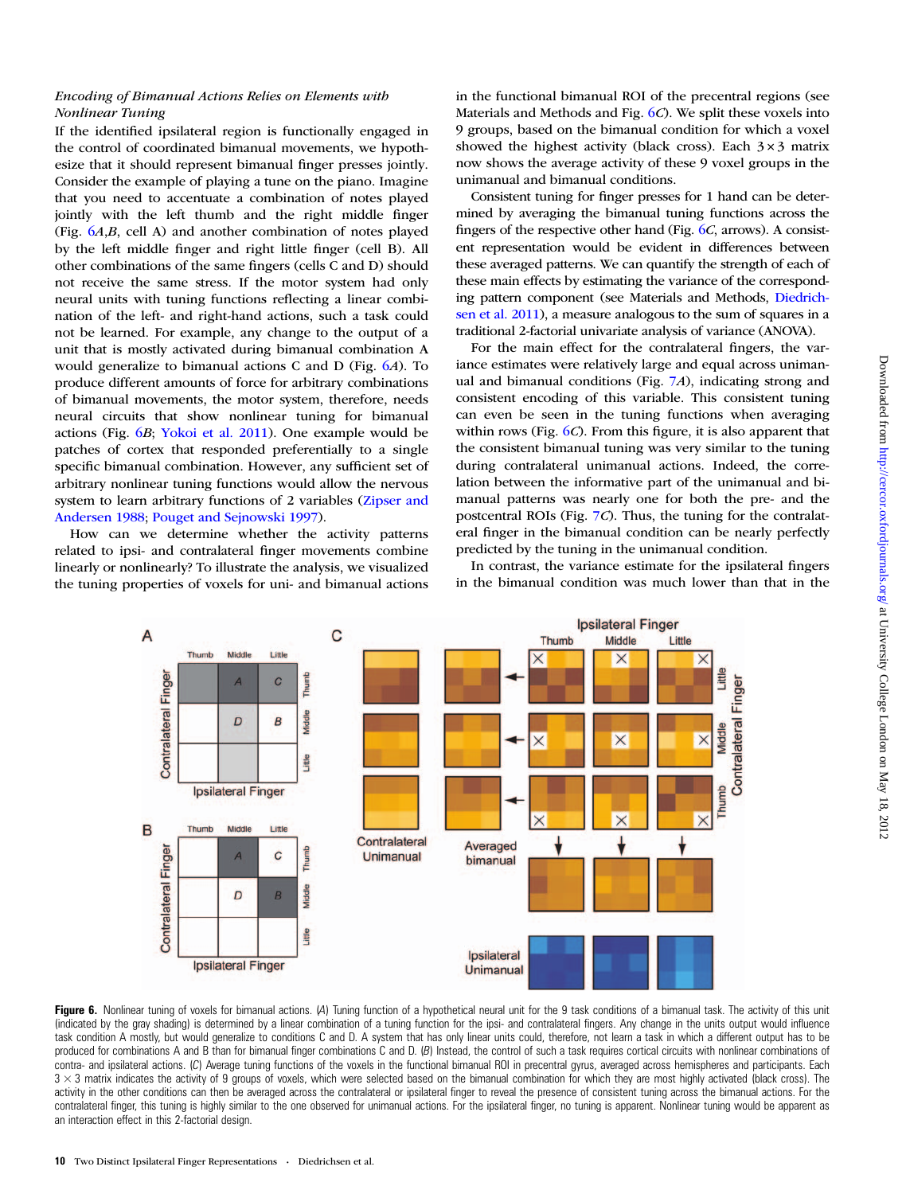*Encoding of Bimanual Actions Relies on Elements with Nonlinear Tuning*

If the identified ipsilateral region is functionally engaged in the control of coordinated bimanual movements, we hypothesize that it should represent bimanual finger presses jointly. Consider the example of playing a tune on the piano. Imagine that you need to accentuate a combination of notes played jointly with the left thumb and the right middle finger (Fig. 6*A*,*B*, cell A) and another combination of notes played by the left middle finger and right little finger (cell B). All other combinations of the same fingers (cells C and D) should not receive the same stress. If the motor system had only neural units with tuning functions reflecting a linear combination of the left- and right-hand actions, such a task could not be learned. For example, any change to the output of a unit that is mostly activated during bimanual combination A would generalize to bimanual actions C and D (Fig. 6*A*). To produce different amounts of force for arbitrary combinations of bimanual movements, the motor system, therefore, needs neural circuits that show nonlinear tuning for bimanual actions (Fig. 6*B*; Yokoi et al. 2011). One example would be patches of cortex that responded preferentially to a single specific bimanual combination. However, any sufficient set of arbitrary nonlinear tuning functions would allow the nervous system to learn arbitrary functions of 2 variables (Zipser and Andersen 1988; Pouget and Sejnowski 1997).

How can we determine whether the activity patterns related to ipsi- and contralateral finger movements combine linearly or nonlinearly? To illustrate the analysis, we visualized the tuning properties of voxels for uni- and bimanual actions in the functional bimanual ROI of the precentral regions (see Materials and Methods and Fig. 6*C*). We split these voxels into 9 groups, based on the bimanual condition for which a voxel showed the highest activity (black cross). Each $3 \times 3$ matrix now shows the average activity of these 9 voxel groups in the unimanual and bimanual conditions.

Consistent tuning for finger presses for 1 hand can be determined by averaging the bimanual tuning functions across the fingers of the respective other hand (Fig. 6*C*, arrows). A consistent representation would be evident in differences between these averaged patterns. We can quantify the strength of each of these main effects by estimating the variance of the corresponding pattern component (see Materials and Methods, Diedrichsen et al. 2011), a measure analogous to the sum of squares in a traditional 2-factorial univariate analysis of variance (ANOVA).

For the main effect for the contralateral fingers, the variance estimates were relatively large and equal across unimanual and bimanual conditions (Fig. 7*A*), indicating strong and consistent encoding of this variable. This consistent tuning can even be seen in the tuning functions when averaging within rows (Fig. 6*C*). From this figure, it is also apparent that the consistent bimanual tuning was very similar to the tuning during contralateral unimanual actions. Indeed, the correlation between the informative part of the unimanual and bimanual patterns was nearly one for both the pre- and the postcentral ROIs (Fig. 7*C*). Thus, the tuning for the contralateral finger in the bimanual condition can be nearly perfectly predicted by the tuning in the unimanual condition.

In contrast, the variance estimate for the ipsilateral fingers in the bimanual condition was much lower than that in the

**Figure 6.** Nonlinear tuning of voxels for bimanual actions. (*A*) Tuning function of a hypothetical neural unit for the 9 task conditions of a bimanual task. The activity of this unit (indicated by the gray shading) is determined by a linear combination of a tuning function for the ipsi- and contralateral fingers. Any change in the units output would influence task condition A mostly, but would generalize to conditions C and D. A system that has only linear units could, therefore, not learn a task in which a different output has to be produced for combinations A and B than for bimanual finger combinations C and D. (*B*) Instead, the control of such a task requires cortical circuits with nonlinear combinations of contra- and ipsilateral actions. (*C*) Average tuning functions of the voxels in the functional bimanual ROI in precentral gyrus, averaged across hemispheres and participants. Each $3 \times 3$ matrix indicates the activity of 9 groups of voxels, which were selected based on the bimanual combination for which they are most highly activated (black cross). The activity in the other conditions can then be averaged across the contralateral or ipsilateral finger to reveal the presence of consistent tuning across the bimanual conditions. For the contralateral finger, this tuning is highly similar to the one observed for unimanual actions. For the ipsilateral finger, no tuning is apparent. Nonlinear tuning would be apparent as an interaction effect in this 2-factorial design.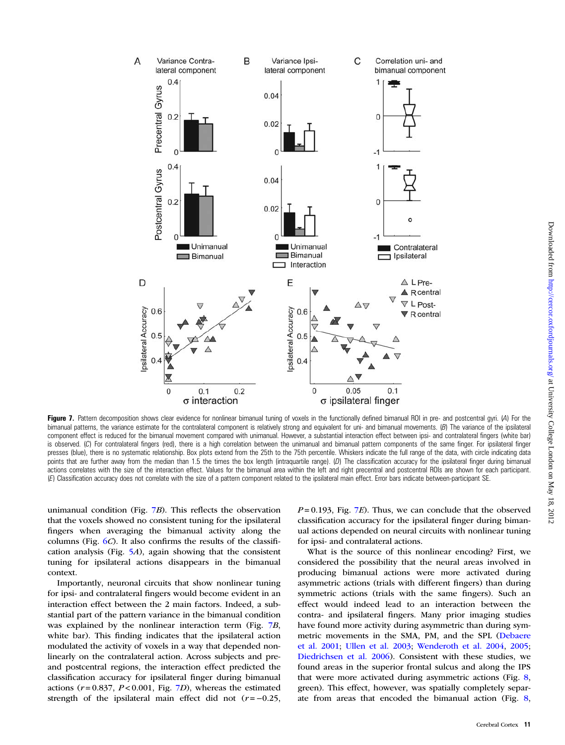**Figure 7.** Pattern decomposition shows clear evidence for nonlinear bimanual tuning of voxels in the functionally defined bimanual ROI in pre- and postcentral gyri. (*A*) For the bimanual patterns, the variance estimate for the contralateral component is relatively strong and equivalent for uni- and bimanual movements. (*B*) The variance of the ipsilateral component effect is reduced for the bimanual movement compared with unimanual. However, a substantial interaction effect between ipsi- and contralateral fingers (white bar) is observed. (*C*) For contralateral fingers (red), there is a high correlation between the unimanual and bimanual pattern components of the same finger. For ipsilateral finger presses (blue), there is no systematic relationship. Box plots extend from the 25th to the 75th percentile. Whiskers indicate the full range of the data, with circle indicating data points that are further away from the median than 1.5 the times the box length (intraquartile range). (*D*) The classification accuracy for the ipsilateral finger during bimanual actions correlates with the size of the interaction effect. Values for the bimanual area within the left and right precentral and postcentral ROIs are shown for each participant. (*E*) Classification accuracy does not correlate with the size of a pattern component related to the ipsilateral main effect. Error bars indicate between-participant SE.

unimanual condition (Fig. 7*B*). This reflects the observation that the voxels showed no consistent tuning for the ipsilateral fingers when averaging the bimanual activity along the columns (Fig. 6*C*). It also confirms the results of the classification analysis (Fig. 5*A*), again showing that the consistent tuning for ipsilateral actions disappears in the bimanual context.

Importantly, neuronal circuits that show nonlinear tuning for ipsi- and contralateral fingers would become evident in an interaction effect between the 2 main factors. Indeed, a substantial part of the pattern variance in the bimanual condition was explained by the nonlinear interaction term (Fig. 7*B*, white bar). This finding indicates that the ipsilateral action modulated the activity of voxels in a way that depended nonlinearly on the contralateral action. Across subjects and pre- and postcentral regions, the interaction effect predicted the classification accuracy for ipsilateral finger during bimanual actions ($r = 0.837$, $P < 0.001$, Fig. 7*D*), whereas the estimated strength of the ipsilateral main effect did not ($r = -0.25$, $P = 0.193$, Fig. 7*E*). Thus, we can conclude that the observed classification accuracy for the ipsilateral finger during bimanual actions depended on neural circuits with nonlinear tuning for ipsi- and contralateral actions.

What is the source of this nonlinear encoding? First, we considered the possibility that the neural areas involved in producing bimanual actions were more activated during asymmetric actions (trials with different fingers) than during symmetric actions (trials with the same fingers). Such an effect would indeed lead to an interaction between the contra- and ipsilateral fingers. Many prior imaging studies have found more activity during asymmetric than during symmetric movements in the SMA, PM, and the SPL (Debaere et al. 2001; Ullen et al. 2003; Wenderoth et al. 2004, 2005; Diedrichsen et al. 2006). Consistent with these studies, we found areas in the superior frontal sulcus and along the IPS that were more activated during asymmetric actions (Fig. 8, green). This effect, however, was spatially completely separate from areas that encoded the bimanual action (Fig. 8,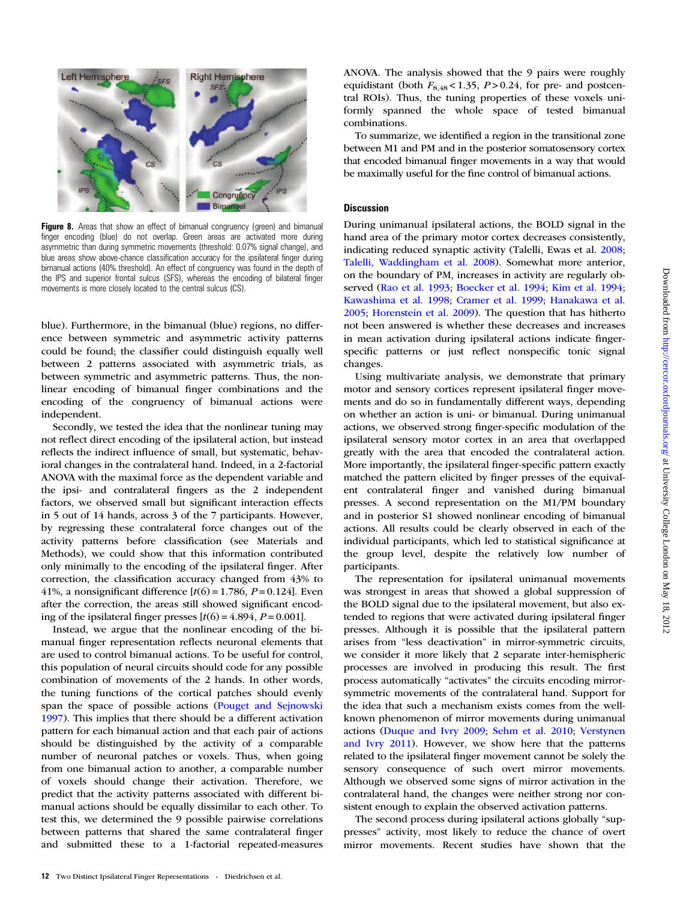**Figure 8.** Areas that show an effect of bimanual congruency (green) and bimanual finger encoding (blue) do not overlap. Green areas are activated more during asymmetric than during symmetric movements (threshold: 0.07% signal change), and blue areas show above-chance classification accuracy for the ipsilateral finger during bimanual actions (40% threshold). An effect of congruency was found in the depth of the IPS and superior frontal sulcus (SFS), whereas the encoding of bilateral finger movements is more closely located to the central sulcus (CS).

blue). Furthermore, in the bimanual (blue) regions, no difference between symmetric and asymmetric activity patterns could be found; the classifier could distinguish equally well between 2 patterns associated with asymmetric trials, as between symmetric and asymmetric patterns. Thus, the nonlinear encoding of bimanual finger combinations and the encoding of the congruency of bimanual actions were independent.

Secondly, we tested the idea that the nonlinear tuning may not reflect direct encoding of the ipsilateral action, but instead reflects the indirect influence of small, but systematic, behavioral changes in the contralateral hand. Indeed, in a 2-factorial ANOVA with the maximal force as the dependent variable and the ipsi- and contralateral fingers as the 2 independent factors, we observed small but significant interaction effects in 5 out of 14 hands, across 3 of the 7 participants. However, by regressing these contralateral force changes out of the activity patterns before classification (see Materials and Methods), we could show that this information contributed only minimally to the encoding of the ipsilateral finger. After correction, the classification accuracy changed from 43% to 41%, a nonsignificant difference [$t(6) = 1.786$, $P = 0.124$]. Even after the correction, the areas still showed significant encoding of the ipsilateral finger presses [$t(6) = 4.894$, $P = 0.001$].

Instead, we argue that the nonlinear encoding of the bimanual finger representation reflects neuronal elements that are used to control bimanual actions. To be useful for control, this population of neural circuits should code for any possible combination of movements of the 2 hands. In other words, the tuning functions of the cortical patches should evenly span the space of possible actions (Pouget and Sejnowski 1997). This implies that there should be a different activation pattern for each bimanual action and that each pair of actions should be distinguished by the activity of a comparable number of neuronal patches or voxels. Thus, when going from one bimanual action to another, a comparable number of voxels should change their activation. Therefore, we predict that the activity patterns associated with different bimanual actions should be equally dissimilar to each other. To test this, we determined the 9 possible pairwise correlations between patterns that shared the same contralateral finger and submitted these to a 1-factorial repeated-measures ANOVA. The analysis showed that the 9 pairs were roughly equidistant (both $F_{8,48} < 1.35$, $P > 0.24$, for pre- and postcentral ROIs). Thus, the tuning properties of these voxels uniformly spanned the whole space of tested bimanual combinations.

To summarize, we identified a region in the transitional zone between M1 and PM and in the posterior somatosensory cortex that encoded bimanual finger movements in a way that would be maximally useful for the fine control of bimanual actions.

## Discussion

During unimanual ipsilateral actions, the BOLD signal in the hand area of the primary motor cortex decreases consistently, indicating reduced synaptic activity (Talelli, Ewas et al. 2008; Talelli, Waddingham et al. 2008). Somewhat more anterior, on the boundary of PM, increases in activity are regularly observed (Rao et al. 1993; Boecker et al. 1994; Kim et al. 1994; Kawashima et al. 1998; Cramer et al. 1999; Hanakawa et al. 2005; Horenstein et al. 2009). The question that has hitherto not been answered is whether these decreases and increases in mean activation during ipsilateral actions indicate finger-specific patterns or just reflect nonspecific tonic signal changes.

Using multivariate analysis, we demonstrate that primary motor and sensory cortices represent ipsilateral finger movements and do so in fundamentally different ways, depending on whether an action is uni- or bimanual. During unimanual actions, we observed strong finger-specific modulation of the ipsilateral sensory motor cortex in an area that overlapped greatly with the area that encoded the contralateral action. More importantly, the ipsilateral finger-specific pattern exactly matched the pattern elicited by finger presses of the equivalent contralateral finger and vanished during bimanual presses. A second representation on the M1/PM boundary and in posterior S1 showed nonlinear encoding of bimanual actions. All results could be clearly observed in each of the individual participants, which led to statistical significance at the group level, despite the relatively low number of participants.

The representation for ipsilateral unimanual movements was strongest in areas that showed a global suppression of the BOLD signal due to the ipsilateral movement, but also extended to regions that were activated during ipsilateral finger presses. Although it is possible that the ipsilateral pattern arises from "less deactivation" in mirror-symmetric circuits, we consider it more likely that 2 separate inter-hemispheric processes are involved in producing this result. The first process automatically "activates" the circuits encoding mirror-symmetric movements of the contralateral hand. Support for the idea that such a mechanism exists comes from the well-known phenomenon of mirror movements during unimanual actions (Duque and Ivry 2009; Sehm et al. 2010; Verstynen and Ivry 2011). However, we show here that the patterns related to the ipsilateral finger movement cannot be solely the sensory consequence of such overt mirror movements. Although we observed some signs of mirror activation in the contralateral hand, the changes were neither strong nor consistent enough to explain the observed activation patterns.

The second process during ipsilateral actions globally "suppresses" activity, most likely to reduce the chance of overt mirror movements. Recent studies have shown that the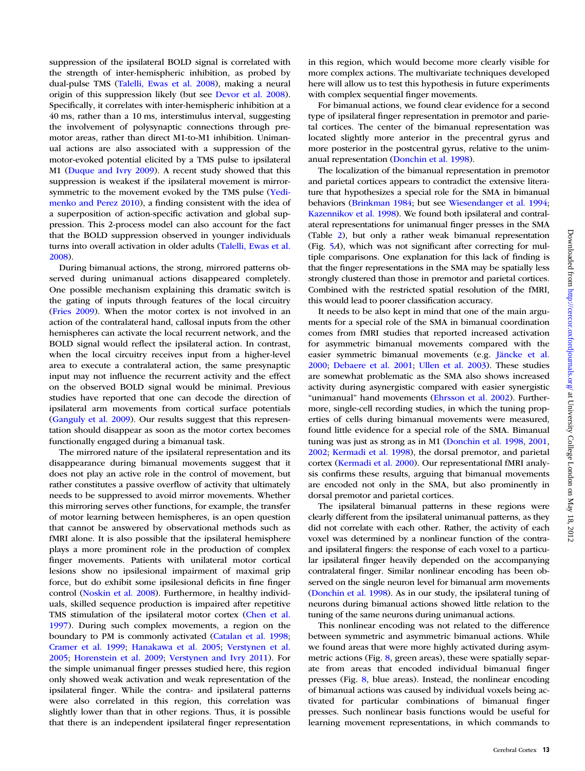suppression of the ipsilateral BOLD signal is correlated with the strength of inter-hemispheric inhibition, as probed by dual-pulse TMS (Talelli, Ewas et al. 2008), making a neural origin of this suppression likely (but see Devor et al. 2008). Specifically, it correlates with inter-hemispheric inhibition at a 40 ms, rather than a 10 ms, interstimulus interval, suggesting the involvement of polysynaptic connections through premotor areas, rather than direct M1-to-M1 inhibition. Unimanual actions are also associated with a suppression of the motor-evoked potential elicited by a TMS pulse to ipsilateral M1 (Duque and Ivry 2009). A recent study showed that this suppression is weakest if the ipsilateral movement is mirror-symmetric to the movement evoked by the TMS pulse (Yedimenko and Perez 2010), a finding consistent with the idea of a superposition of action-specific activation and global suppression. This 2-process model can also account for the fact that the BOLD suppression observed in younger individuals turns into overall activation in older adults (Talelli, Ewas et al. 2008).

During bimanual actions, the strong, mirrored patterns observed during unimanual actions disappeared completely. One possible mechanism explaining this dramatic switch is the gating of inputs through features of the local circuitry (Fries 2009). When the motor cortex is not involved in an action of the contralateral hand, callosal inputs from the other hemispheres can activate the local recurrent network, and the BOLD signal would reflect the ipsilateral action. In contrast, when the local circuitry receives input from a higher-level area to execute a contralateral action, the same presynaptic input may not influence the recurrent activity and the effect on the observed BOLD signal would be minimal. Previous studies have reported that one can decode the direction of ipsilateral arm movements from cortical surface potentials (Ganguly et al. 2009). Our results suggest that this representation should disappear as soon as the motor cortex becomes functionally engaged during a bimanual task.

The mirrored nature of the ipsilateral representation and its disappearance during bimanual movements suggest that it does not play an active role in the control of movement, but rather constitutes a passive overflow of activity that ultimately needs to be suppressed to avoid mirror movements. Whether this mirroring serves other functions, for example, the transfer of motor learning between hemispheres, is an open question that cannot be answered by observational methods such as fMRI alone. It is also possible that the ipsilateral hemisphere plays a more prominent role in the production of complex finger movements. Patients with unilateral motor cortical lesions show no ipsilesional impairment of maximal grip force, but do exhibit some ipsilesional deficits in fine finger control (Noskin et al. 2008). Furthermore, in healthy individuals, skilled sequence production is impaired after repetitive TMS stimulation of the ipsilateral motor cortex (Chen et al. 1997). During such complex movements, a region on the boundary to PM is commonly activated (Catalan et al. 1998; Cramer et al. 1999; Hanakawa et al. 2005; Verstynen et al. 2005; Horenstein et al. 2009; Verstynen and Ivry 2011). For the simple unimanual finger presses studied here, this region only showed weak activation and weak representation of the ipsilateral finger. While the contra- and ipsilateral patterns were also correlated in this region, this correlation was slightly lower than that in other regions. Thus, it is possible that there is an independent ipsilateral finger representation in this region, which would become more clearly visible for more complex actions. The multivariate techniques developed here will allow us to test this hypothesis in future experiments with complex sequential finger movements.

For bimanual actions, we found clear evidence for a second type of ipsilateral finger representation in premotor and parietal cortices. The center of the bimanual representation was located slightly more anterior in the precentral gyrus and more posterior in the postcentral gyrus, relative to the unimanual representation (Donchin et al. 1998).

The localization of the bimanual representation in premotor and parietal cortices appears to contradict the extensive literature that hypothesizes a special role for the SMA in bimanual behaviors (Brinkman 1984; but see Wiesendanger et al. 1994; Kazennikov et al. 1998). We found both ipsilateral and contralateral representations for unimanual finger presses in the SMA (Table 2), but only a rather weak bimanual representation (Fig. 5*A*), which was not significant after correcting for multiple comparisons. One explanation for this lack of finding is that the finger representations in the SMA may be spatially less strongly clustered than those in premotor and parietal cortices. Combined with the restricted spatial resolution of the fMRI, this would lead to poorer classification accuracy.

It needs to be also kept in mind that one of the main arguments for a special role of the SMA in bimanual coordination comes from fMRI studies that reported increased activation for asymmetric bimanual movements compared with the easier symmetric bimanual movements (e.g. Jäncke et al. 2000; Debaere et al. 2001; Ullen et al. 2003). These studies are somewhat problematic as the SMA also shows increased activity during asynergistic compared with easier synergistic "unimanual" hand movements (Ehrsson et al. 2002). Furthermore, single-cell recording studies, in which the tuning properties of cells during bimanual movements were measured, found little evidence for a special role of the SMA. Bimanual tuning was just as strong as in M1 (Donchin et al. 1998, 2001, 2002; Kermadi et al. 1998), the dorsal premotor, and parietal cortex (Kermadi et al. 2000). Our representational fMRI analysis confirms these results, arguing that bimanual movements are encoded not only in the SMA, but also prominently in dorsal premotor and parietal cortices.

The ipsilateral bimanual patterns in these regions were clearly different from the ipsilateral unimanual patterns, as they did not correlate with each other. Rather, the activity of each voxel was determined by a nonlinear function of the contra- and ipsilateral fingers: the response of each voxel to a particular ipsilateral finger heavily depended on the accompanying contralateral finger. Similar nonlinear encoding has been observed on the single neuron level for bimanual arm movements (Donchin et al. 1998). As in our study, the ipsilateral tuning of neurons during bimanual actions showed little relation to the tuning of the same neurons during unimanual actions.

This nonlinear encoding was not related to the difference between symmetric and asymmetric bimanual actions. While we found areas that were more highly activated during asymmetric actions (Fig. 8, green areas), these were spatially separate from areas that encoded individual bimanual finger presses (Fig. 8, blue areas). Instead, the nonlinear encoding of bimanual actions was caused by individual voxels being activated for particular combinations of bimanual finger presses. Such nonlinear basis functions would be useful for learning movement representations, in which commands to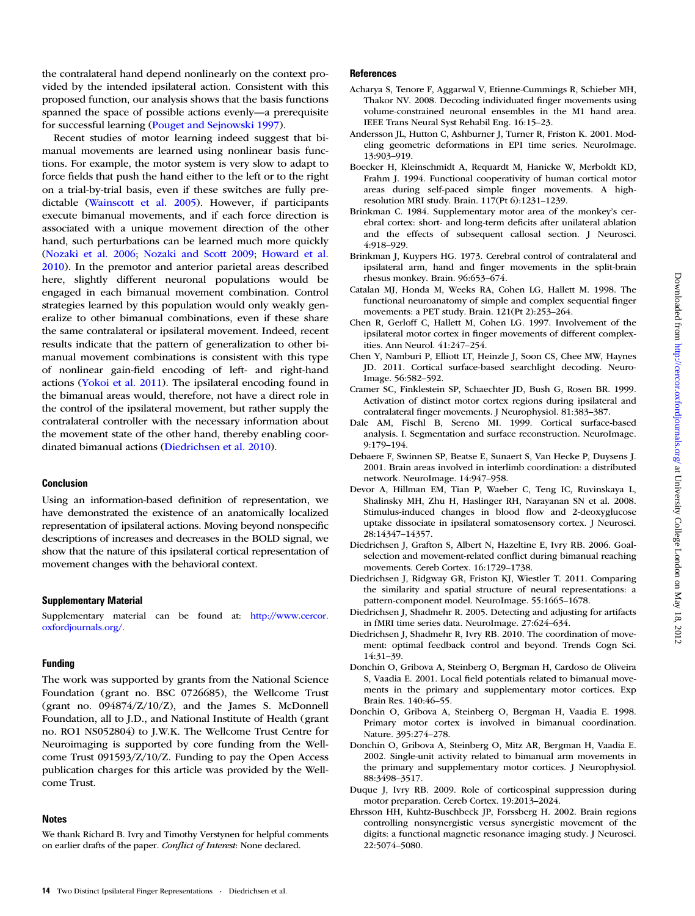the contralateral hand depend nonlinearly on the context provided by the intended ipsilateral action. Consistent with this proposed function, our analysis shows that the basis functions spanned the space of possible actions evenly—a prerequisite for successful learning (Pouget and Sejnowski 1997).

Recent studies of motor learning indeed suggest that bimanual movements are learned using nonlinear basis functions. For example, the motor system is very slow to adapt to force fields that push the hand either to the left or to the right on a trial-by-trial basis, even if these switches are fully predictable (Wainscott et al. 2005). However, if participants execute bimanual movements, and if each force direction is associated with a unique movement direction of the other hand, such perturbations can be learned much more quickly (Nozaki et al. 2006; Nozaki and Scott 2009; Howard et al. 2010). In the premotor and anterior parietal areas described here, slightly different neuronal populations would be engaged in each bimanual movement combination. Control strategies learned by this population would only weakly generalize to other bimanual combinations, even if these share the same contralateral or ipsilateral movement. Indeed, recent results indicate that the pattern of generalization to other bimanual movement combinations is consistent with this type of nonlinear gain-field encoding of left- and right-hand actions (Yokoi et al. 2011). The ipsilateral encoding found in the bimanual areas would, therefore, not have a direct role in the control of the ipsilateral movement, but rather supply the contralateral controller with the necessary information about the movement state of the other hand, thereby enabling coordinated bimanual actions (Diedrichsen et al. 2010).

## Conclusion

Using an information-based definition of representation, we have demonstrated the existence of an anatomically localized representation of ipsilateral actions. Moving beyond nonspecific descriptions of increases and decreases in the BOLD signal, we show that the nature of this ipsilateral cortical representation of movement changes with the behavioral context.

## Supplementary Material

Supplementary material can be found at: http://www.cercor.oxfordjournals.org/.

## Funding

The work was supported by grants from the National Science Foundation (grant no. BSC 0726685), the Wellcome Trust (grant no. 094874/Z/10/Z), and the James S. McDonnell Foundation, all to J.D., and National Institute of Health (grant no. RO1 NS052804) to J.W.K. The Wellcome Trust Centre for Neuroimaging is supported by core funding from the Wellcome Trust 091593/Z/10/Z. Funding to pay the Open Access publication charges for this article was provided by the Wellcome Trust.

## Notes

We thank Richard B. Ivry and Timothy Verstynen for helpful comments on earlier drafts of the paper. *Conflict of Interest*: None declared.

## References

Acharya S, Tenore F, Aggarwal V, Etienne-Cummings R, Schieber MH, Thakor NV. 2008. Decoding individuated finger movements using volume-constrained neuronal ensembles in the M1 hand area. IEEE Trans Neural Syst Rehabil Eng. 16:15–23.

Andersson JL, Hutton C, Ashburner J, Turner R, Friston K. 2001. Modeling geometric deformations in EPI time series. NeuroImage. 13:903–919.

Boecker H, Kleinschmidt A, Requardt M, Hanicke W, Merboldt KD, Frahm J. 1994. Functional cooperativity of human cortical motor areas during self-paced simple finger movements. A high-resolution MRI study. Brain. 117(Pt 6):1231–1239.

Brinkman C. 1984. Supplementary motor area of the monkey's cerebral cortex: short- and long-term deficits after unilateral ablation and the effects of subsequent callosal section. J Neurosci. 4:918–929.

Brinkman J, Kuypers HG. 1973. Cerebral control of contralateral and ipsilateral arm, hand and finger movements in the split-brain rhesus monkey. Brain. 96:653–674.

Catalan MJ, Honda M, Weeks RA, Cohen LG, Hallett M. 1998. The functional neuroanatomy of simple and complex sequential finger movements: a PET study. Brain. 121(Pt 2):253–264.

Chen R, Gerloff C, Hallett M, Cohen LG. 1997. Involvement of the ipsilateral motor cortex in finger movements of different complexities. Ann Neurol. 41:247–254.

Chen Y, Namburi P, Elliott LT, Heinzle J, Soon CS, Chee MW, Haynes JD. 2011. Cortical surface-based searchlight decoding. NeuroImage. 56:582–592.

Cramer SC, Finklestein SP, Schaechter JD, Bush G, Rosen BR. 1999. Activation of distinct motor cortex regions during ipsilateral and contralateral finger movements. J Neurophysiol. 81:383–387.

Dale AM, Fischl B, Sereno MI. 1999. Cortical surface-based analysis. I. Segmentation and surface reconstruction. NeuroImage. 9:179–194.

Debaere F, Swinnen SP, Beatse E, Sunaert S, Van Hecke P, Duysens J. 2001. Brain areas involved in interlimb coordination: a distributed network. NeuroImage. 14:947–958.

Devor A, Hillman EM, Tian P, Waeber C, Teng IC, Ruvinskaya L, Shalinsky MH, Zhu H, Haslinger RH, Narayanan SN et al. 2008. Stimulus-induced changes in blood flow and 2-deoxyglucose uptake dissociate in ipsilateral somatosensory cortex. J Neurosci. 28:14347–14357.

Diedrichsen J, Grafton S, Albert N, Hazeltine E, Ivry RB. 2006. Goal-selection and movement-related conflict during bimanual reaching movements. Cereb Cortex. 16:1729–1738.

Diedrichsen J, Ridgway GR, Friston KJ, Wiestler T. 2011. Comparing the similarity and spatial structure of neural representations: a pattern-component model. NeuroImage. 55:1665–1678.

Diedrichsen J, Shadmehr R. 2005. Detecting and adjusting for artifacts in fMRI time series data. NeuroImage. 27:624–634.

Diedrichsen J, Shadmehr R, Ivry RB. 2010. The coordination of movement: optimal feedback control and beyond. Trends Cogn Sci. 14:31–39.

Donchin O, Gribova A, Steinberg O, Bergman H, Cardoso de Oliveira S, Vaadia E. 2001. Local field potentials related to bimanual movements in the primary and supplementary motor cortices. Exp Brain Res. 140:46–55.

Donchin O, Gribova A, Steinberg O, Bergman H, Vaadia E. 1998. Primary motor cortex is involved in bimanual coordination. Nature. 395:274–278.

Donchin O, Gribova A, Steinberg O, Mitz AR, Bergman H, Vaadia E. 2002. Single-unit activity related to bimanual arm movements in the primary and supplementary motor cortices. J Neurophysiol. 88:3498–3517.

Duque J, Ivry RB. 2009. Role of corticospinal suppression during motor preparation. Cereb Cortex. 19:2013–2024.

Ehrsson HH, Kuhtz-Buschbeck JP, Forssberg H. 2002. Brain regions controlling nonsynergistic versus synergistic movement of the digits: a functional magnetic resonance imaging study. J Neurosci. 22:5074–5080.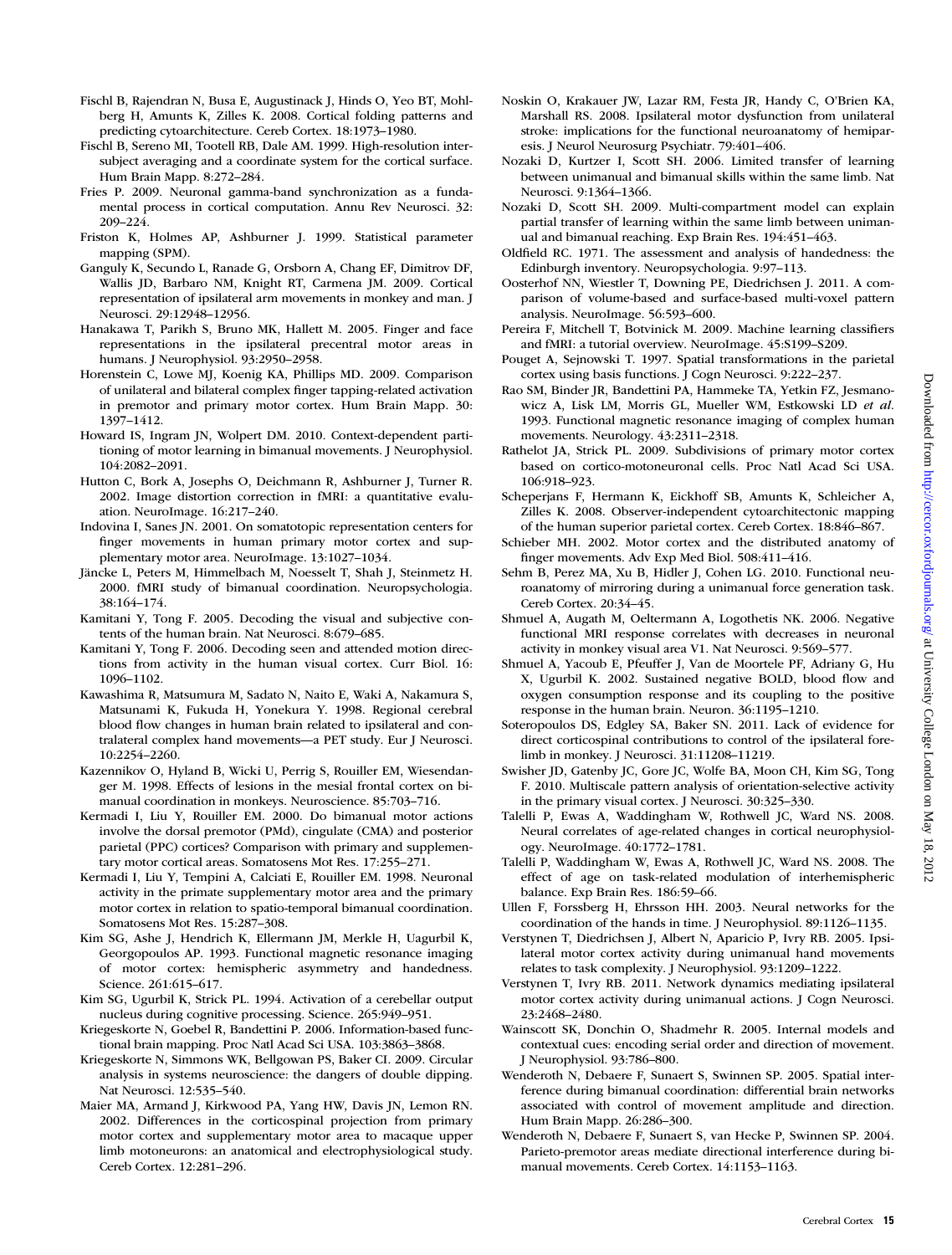Fischl B, Rajendran N, Busa E, Augustinack J, Hinds O, Yeo BT, Mohlberg H, Amunts K, Zilles K. 2008. Cortical folding patterns and predicting cytoarchitecture. Cereb Cortex. 18:1973–1980.

Fischl B, Sereno MI, Tootell RB, Dale AM. 1999. High-resolution intersubject averaging and a coordinate system for the cortical surface. Hum Brain Mapp. 8:272–284.

Fries P. 2009. Neuronal gamma-band synchronization as a fundamental process in cortical computation. Annu Rev Neurosci. 32: 209–224.

Friston K, Holmes AP, Ashburner J. 1999. Statistical parameter mapping (SPM).

Ganguly K, Secundo L, Ranade G, Orsborn A, Chang EF, Dimitrov DF, Wallis JD, Barbaro NM, Knight RT, Carmena JM. 2009. Cortical representation of ipsilateral arm movements in monkey and man. J Neurosci. 29:12948–12956.

Hanakawa T, Parikh S, Bruno MK, Hallett M. 2005. Finger and face representations in the ipsilateral precentral motor areas in humans. J Neurophysiol. 93:2950–2958.

Horenstein C, Lowe MJ, Koenig KA, Phillips MD. 2009. Comparison of unilateral and bilateral complex finger tapping-related activation in premotor and primary motor cortex. Hum Brain Mapp. 30: 1397–1412.

Howard IS, Ingram JN, Wolpert DM. 2010. Context-dependent partitioning of motor learning in bimanual movements. J Neurophysiol. 104:2082–2091.

Hutton C, Bork A, Josephs O, Deichmann R, Ashburner J, Turner R. 2002. Image distortion correction in fMRI: a quantitative evaluation. NeuroImage. 16:217–240.

Indovina I, Sanes JN. 2001. On somatotopic representation centers for finger movements in human primary motor cortex and supplementary motor area. NeuroImage. 13:1027–1034.

Jäncke L, Peters M, Himmelbach M, Noesselt T, Shah J, Steinmetz H. 2000. fMRI study of bimanual coordination. Neuropsychologia. 38:164–174.

Kamitani Y, Tong F. 2005. Decoding the visual and subjective contents of the human brain. Nat Neurosci. 8:679–685.

Kamitani Y, Tong F. 2006. Decoding seen and attended motion directions from activity in the human visual cortex. Curr Biol. 16: 1096–1102.

Kawashima R, Matsumura M, Sadato N, Naito E, Waki A, Nakamura S, Matsunami K, Fukuda H, Yonekura Y. 1998. Regional cerebral blood flow changes in human brain related to ipsilateral and contralateral complex hand movements—a PET study. Eur J Neurosci. 10:2254–2260.

Kazennikov O, Hyland B, Wicki U, Perrig S, Rouiller EM, Wiesendanger M. 1998. Effects of lesions in the mesial frontal cortex on bimanual coordination in monkeys. Neuroscience. 85:703–716.

Kermadi I, Liu Y, Rouiller EM. 2000. Do bimanual motor actions involve the dorsal premotor (PMd), cingulate (CMA) and posterior parietal (PPC) cortices? Comparison with primary and supplementary motor cortical areas. Somatosens Mot Res. 17:255–271.

Kermadi I, Liu Y, Tempini A, Calciati E, Rouiller EM. 1998. Neuronal activity in the primate supplementary motor area and the primary motor cortex in relation to spatio-temporal bimanual coordination. Somatosens Mot Res. 15:287–308.

Kim SG, Ashe J, Hendrich K, Ellermann JM, Merkle H, Uagurbil K, Georgopoulos AP. 1993. Functional magnetic resonance imaging of motor cortex: hemispheric asymmetry and handedness. Science. 261:615–617.

Kim SG, Ugurbil K, Strick PL. 1994. Activation of a cerebellar output nucleus during cognitive processing. Science. 265:949–951.

Kriegeskorte N, Goebel R, Bandettini P. 2006. Information-based functional brain mapping. Proc Natl Acad Sci USA. 103:3863–3868.

Kriegeskorte N, Simmons WK, Bellgowan PS, Baker CI. 2009. Circular analysis in systems neuroscience: the dangers of double dipping. Nat Neurosci. 12:535–540.

Maier MA, Armand J, Kirkwood PA, Yang HW, Davis JN, Lemon RN. 2002. Differences in the corticospinal projection from primary motor cortex and supplementary motor area to macaque upper limb motoneurons: an anatomical and electrophysiological study. Cereb Cortex. 12:281–296.

Noskin O, Krakauer JW, Lazar RM, Festa JR, Handy C, O'Brien KA, Marshall RS. 2008. Ipsilateral motor dysfunction from unilateral stroke: implications for the functional neuroanatomy of hemiparesis. J Neurol Neurosurg Psychiatr. 79:401–406.

Nozaki D, Kurtzer I, Scott SH. 2006. Limited transfer of learning between unimanual and bimanual skills within the same limb. Nat Neurosci. 9:1364–1366.

Nozaki D, Scott SH. 2009. Multi-compartment model can explain partial transfer of learning within the same limb between unimanual and bimanual reaching. Exp Brain Res. 194:451–463.

Oldfield RC. 1971. The assessment and analysis of handedness: the Edinburgh inventory. Neuropsychologia. 9:97–113.

Oosterhof NN, Wiestler T, Downing PE, Diedrichsen J. 2011. A comparison of volume-based and surface-based multi-voxel pattern analysis. NeuroImage. 56:593–600.

Pereira F, Mitchell T, Botvinick M. 2009. Machine learning classifiers and fMRI: a tutorial overview. NeuroImage. 45:S199–S209.

Pouget A, Sejnowski T. 1997. Spatial transformations in the parietal cortex using basis functions. J Cogn Neurosci. 9:222–237.

Rao SM, Binder JR, Bandettini PA, Hammeke TA, Yetkin FZ, Jesmanowicz A, Lisk LM, Morris GL, Mueller WM, Estkowski LD *et al.* 1993. Functional magnetic resonance imaging of complex human movements. Neurology. 43:2311–2318.

Rathelot JA, Strick PL. 2009. Subdivisions of primary motor cortex based on cortico-motoneuronal cells. Proc Natl Acad Sci USA. 106:918–923.

Scheperjans F, Hermann K, Eickhoff SB, Amunts K, Schleicher A, Zilles K. 2008. Observer-independent cytoarchitectonic mapping of the human superior parietal cortex. Cereb Cortex. 18:846–867.

Schieber MH. 2002. Motor cortex and the distributed anatomy of finger movements. Adv Exp Med Biol. 508:411–416.

Sehm B, Perez MA, Xu B, Hidler J, Cohen LG. 2010. Functional neuroanatomy of mirroring during a unimanual force generation task. Cereb Cortex. 20:34–45.

Shmuel A, Augath M, Oeltermann A, Logothetis NK. 2006. Negative functional MRI response correlates with decreases in neuronal activity in monkey visual area V1. Nat Neurosci. 9:569–577.

Shmuel A, Yacoub E, Pfeuffer J, Van de Moortele PF, Adriany G, Hu X, Ugurbil K. 2002. Sustained negative BOLD, blood flow and oxygen consumption response and its coupling to the positive response in the human brain. Neuron. 36:1195–1210.

Soteropoulos DS, Edgley SA, Baker SN. 2011. Lack of evidence for direct corticospinal contributions to control of the ipsilateral forelimb in monkey. J Neurosci. 31:11208–11219.

Swisher JD, Gatenby JC, Gore JC, Wolfe BA, Moon CH, Kim SG, Tong F. 2010. Multiscale pattern analysis of orientation-selective activity in the primary visual cortex. J Neurosci. 30:325–330.

Talelli P, Ewas A, Waddingham W, Rothwell JC, Ward NS. 2008. Neural correlates of age-related changes in cortical neurophysiology. NeuroImage. 40:1772–1781.

Talelli P, Waddingham W, Ewas A, Rothwell JC, Ward NS. 2008. The effect of age on task-related modulation of interhemispheric balance. Exp Brain Res. 186:59–66.

Ullen F, Forssberg H, Ehrsson HH. 2003. Neural networks for the coordination of the hands in time. J Neurophysiol. 89:1126–1135.

Verstynen T, Diedrichsen J, Albert N, Aparicio P, Ivry RB. 2005. Ipsilateral motor cortex activity during unimanual hand movements relates to task complexity. J Neurophysiol. 93:1209–1222.

Verstynen T, Ivry RB. 2011. Network dynamics mediating ipsilateral motor cortex activity during unimanual actions. J Cogn Neurosci. 23:2468–2480.

Wainscott SK, Donchin O, Shadmehr R. 2005. Internal models and contextual cues: encoding serial order and direction of movement. J Neurophysiol. 93:786–800.

Wenderoth N, Debaere F, Sunaert S, Swinnen SP. 2005. Spatial interference during bimanual coordination: differential brain networks associated with control of movement amplitude and direction. Hum Brain Mapp. 26:286–300.

Wenderoth N, Debaere F, Sunaert S, van Hecke P, Swinnen SP. 2004. Parieto-premotor areas mediate directional interference during bimanual movements. Cereb Cortex. 14:1153–1163.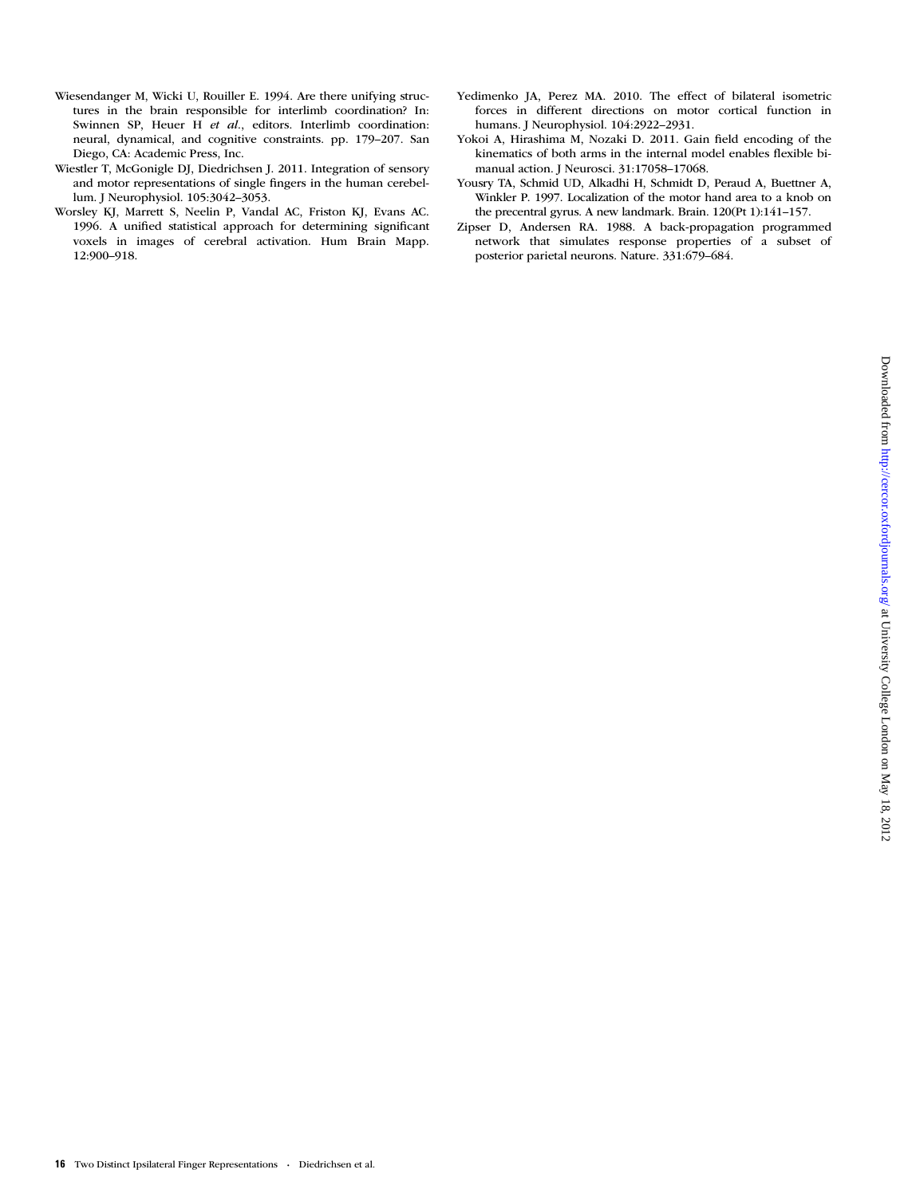Wiesendanger M, Wicki U, Rouiller E. 1994. Are there unifying structures in the brain responsible for interlimb coordination? In: Swinnen SP, Heuer H *et al.*, editors. Interlimb coordination: neural, dynamical, and cognitive constraints. pp. 179–207. San Diego, CA: Academic Press, Inc.

Wiestler T, McGonigle DJ, Diedrichsen J. 2011. Integration of sensory and motor representations of single fingers in the human cerebellum. J Neurophysiol. 105:3042–3053.

Worsley KJ, Marrett S, Neelin P, Vandal AC, Friston KJ, Evans AC. 1996. A unified statistical approach for determining significant voxels in images of cerebral activation. Hum Brain Mapp. 12:900–918.

Yedimenko JA, Perez MA. 2010. The effect of bilateral isometric forces in different directions on motor cortical function in humans. J Neurophysiol. 104:2922–2931.

Yokoi A, Hirashima M, Nozaki D. 2011. Gain field encoding of the kinematics of both arms in the internal model enables flexible bimanual action. J Neurosci. 31:17058–17068.

Yousry TA, Schmid UD, Alkadhi H, Schmidt D, Peraud A, Buettner A, Winkler P. 1997. Localization of the motor hand area to a knob on the precentral gyrus. A new landmark. Brain. 120(Pt 1):141–157.

Zipser D, Andersen RA. 1988. A back-propagation programmed network that simulates response properties of a subset of posterior parietal neurons. Nature. 331:679–684.